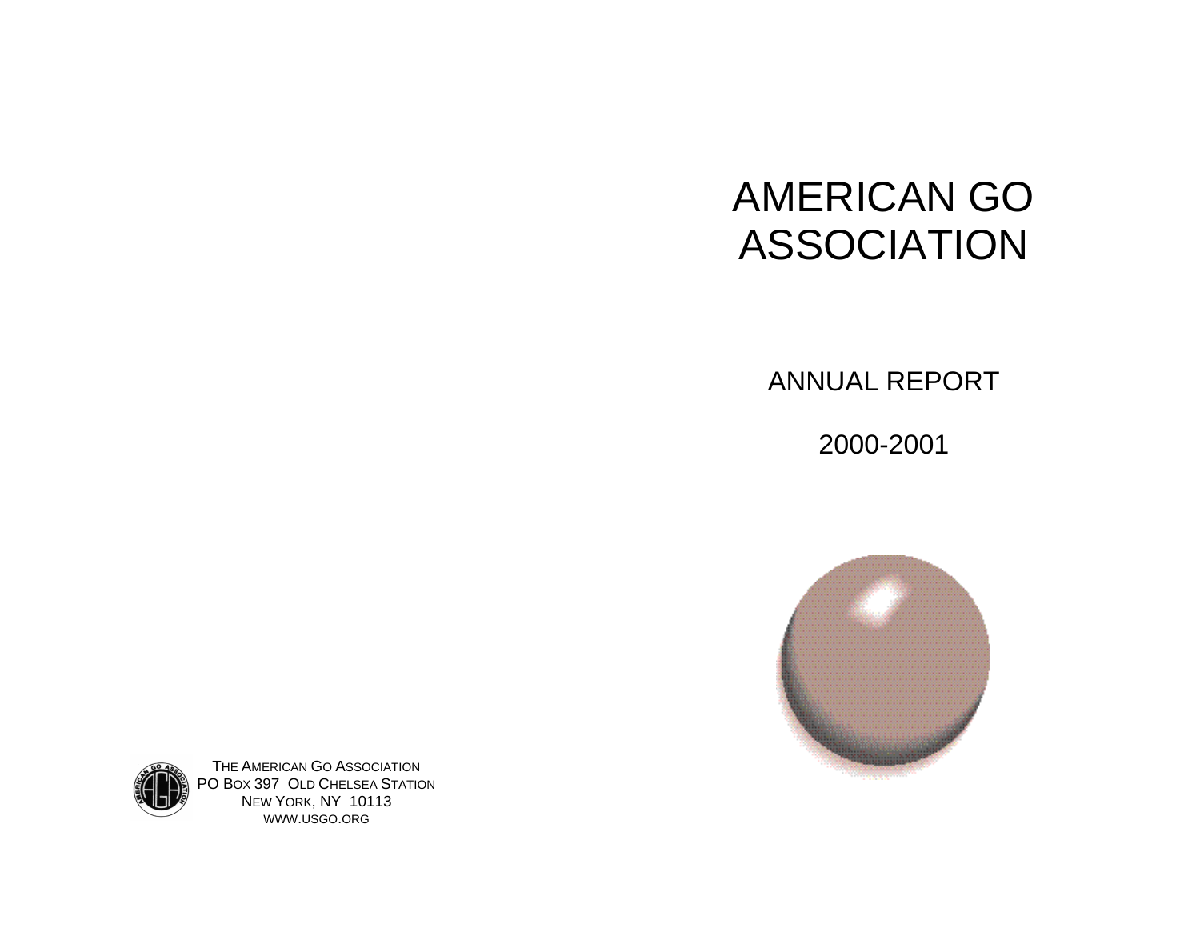# AMERICAN GO ASSOCIATION

## ANNUAL REPORT

## 2000-2001

THE AMERICAN GO ASSOCIATION
PO BOX 397 OLD CHELSEA STATION
NEW YORK, NY 10113
WWW.USGO.ORG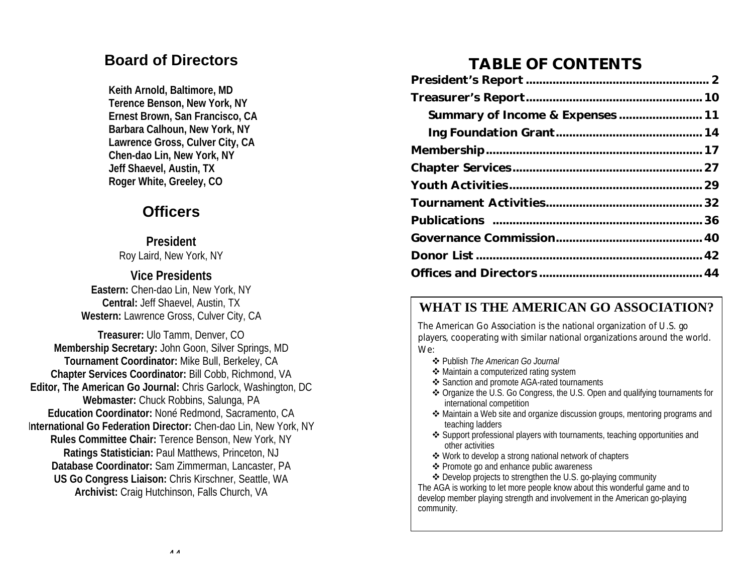## Board of Directors

**Keith Arnold, Baltimore, MD**
**Terence Benson, New York, NY**
**Ernest Brown, San Francisco, CA**
**Barbara Calhoun, New York, NY**
**Lawrence Gross, Culver City, CA**
**Chen-dao Lin, New York, NY**
**Jeff Shaevel, Austin, TX**
**Roger White, Greeley, CO**

## Officers

**President**
Roy Laird, New York, NY

**Vice Presidents**
**Eastern:** Chen-dao Lin, New York, NY
**Central:** Jeff Shaevel, Austin, TX
**Western:** Lawrence Gross, Culver City, CA

**Treasurer:** Ulo Tamm, Denver, CO
**Membership Secretary:** John Goon, Silver Springs, MD
**Tournament Coordinator:** Mike Bull, Berkeley, CA
**Chapter Services Coordinator:** Bill Cobb, Richmond, VA
**Editor, The American Go Journal:** Chris Garlock, Washington, DC
**Webmaster:** Chuck Robbins, Salunga, PA
**Education Coordinator:** Noné Redmond, Sacramento, CA
**International Go Federation Director:** Chen-dao Lin, New York, NY
**Rules Committee Chair:** Terence Benson, New York, NY
**Ratings Statistician:** Paul Matthews, Princeton, NJ
**Database Coordinator:** Sam Zimmerman, Lancaster, PA
**US Go Congress Liaison:** Chris Kirschner, Seattle, WA
**Archivist:** Craig Hutchinson, Falls Church, VA

# TABLE OF CONTENTS

**President's Report** .......... 2
**Treasurer's Report** .......... 10
  **Summary of Income & Expenses** .......... 11
  **Ing Foundation Grant** .......... 14
**Membership** .......... 17
**Chapter Services** .......... 27
**Youth Activities** .......... 29
**Tournament Activities** .......... 32
**Publications** .......... 36
**Governance Commission** .......... 40
**Donor List** .......... 42
**Offices and Directors** .......... 44

## WHAT IS THE AMERICAN GO ASSOCIATION?

The American Go Association is the national organization of U.S. go players, cooperating with similar national organizations around the world. We:

- Publish *The American Go Journal*
- Maintain a computerized rating system
- Sanction and promote AGA-rated tournaments
- Organize the U.S. Go Congress, the U.S. Open and qualifying tournaments for international competition
- Maintain a Web site and organize discussion groups, mentoring programs and teaching ladders
- Support professional players with tournaments, teaching opportunities and other activities
- Work to develop a strong national network of chapters
- Promote go and enhance public awareness
- Develop projects to strengthen the U.S. go-playing community

The AGA is working to let more people know about this wonderful game and to develop member playing strength and involvement in the American go-playing community.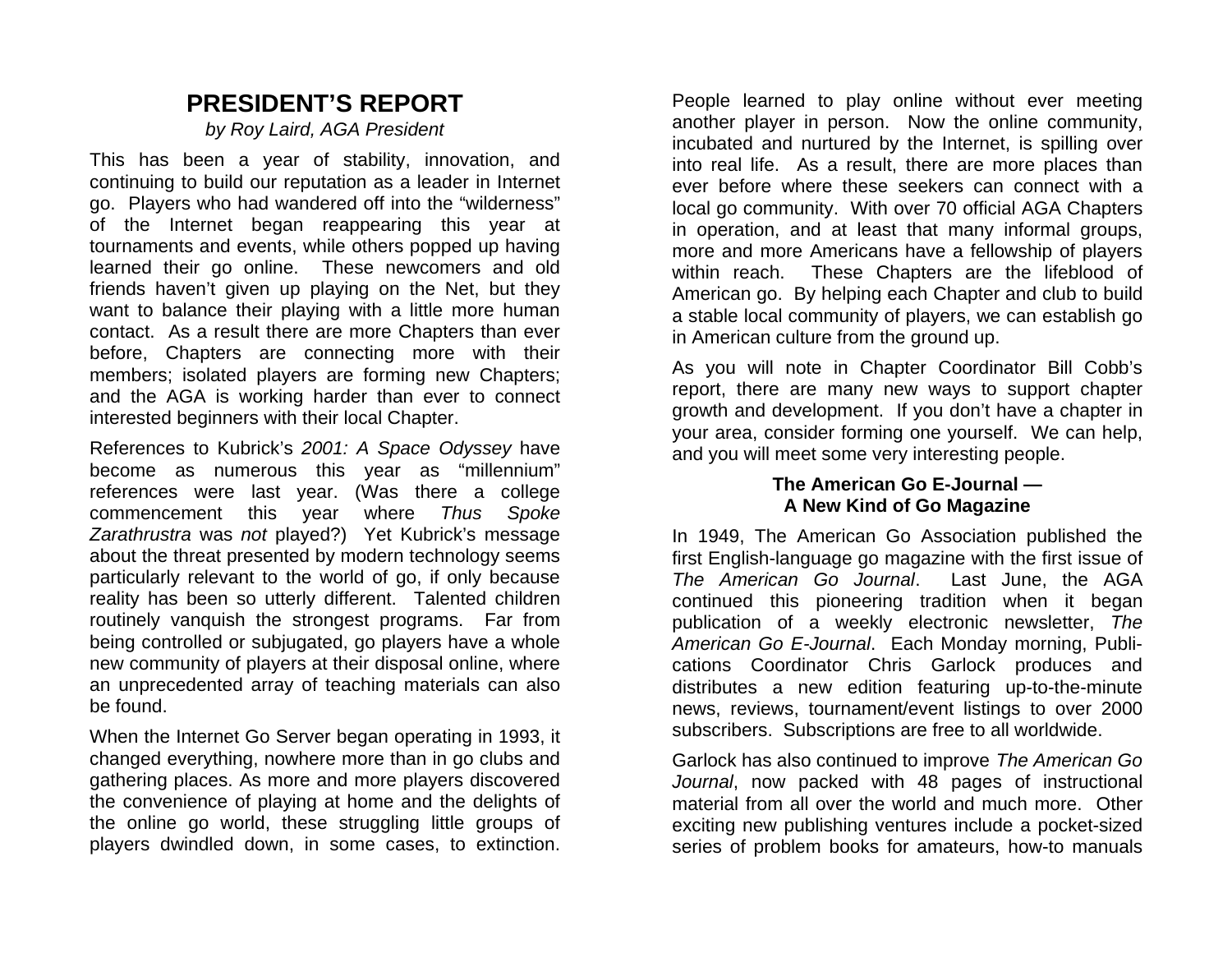# PRESIDENT'S REPORT

*by Roy Laird, AGA President*

This has been a year of stability, innovation, and continuing to build our reputation as a leader in Internet go. Players who had wandered off into the "wilderness" of the Internet began reappearing this year at tournaments and events, while others popped up having learned their go online. These newcomers and old friends haven't given up playing on the Net, but they want to balance their playing with a little more human contact. As a result there are more Chapters than ever before, Chapters are connecting more with their members; isolated players are forming new Chapters; and the AGA is working harder than ever to connect interested beginners with their local Chapter.

References to Kubrick's *2001: A Space Odyssey* have become as numerous this year as "millennium" references were last year. (Was there a college commencement this year where *Thus Spoke Zarathrustra* was *not* played?) Yet Kubrick's message about the threat presented by modern technology seems particularly relevant to the world of go, if only because reality has been so utterly different. Talented children routinely vanquish the strongest programs. Far from being controlled or subjugated, go players have a whole new community of players at their disposal online, where an unprecedented array of teaching materials can also be found.

When the Internet Go Server began operating in 1993, it changed everything, nowhere more than in go clubs and gathering places. As more and more players discovered the convenience of playing at home and the delights of the online go world, these struggling little groups of players dwindled down, in some cases, to extinction. People learned to play online without ever meeting another player in person. Now the online community, incubated and nurtured by the Internet, is spilling over into real life. As a result, there are more places than ever before where these seekers can connect with a local go community. With over 70 official AGA Chapters in operation, and at least that many informal groups, more and more Americans have a fellowship of players within reach. These Chapters are the lifeblood of American go. By helping each Chapter and club to build a stable local community of players, we can establish go in American culture from the ground up.

As you will note in Chapter Coordinator Bill Cobb's report, there are many new ways to support chapter growth and development. If you don't have a chapter in your area, consider forming one yourself. We can help, and you will meet some very interesting people.

### The American Go E-Journal — A New Kind of Go Magazine

In 1949, The American Go Association published the first English-language go magazine with the first issue of *The American Go Journal*. Last June, the AGA continued this pioneering tradition when it began publication of a weekly electronic newsletter, *The American Go E-Journal*. Each Monday morning, Publications Coordinator Chris Garlock produces and distributes a new edition featuring up-to-the-minute news, reviews, tournament/event listings to over 2000 subscribers. Subscriptions are free to all worldwide.

Garlock has also continued to improve *The American Go Journal*, now packed with 48 pages of instructional material from all over the world and much more. Other exciting new publishing ventures include a pocket-sized series of problem books for amateurs, how-to manuals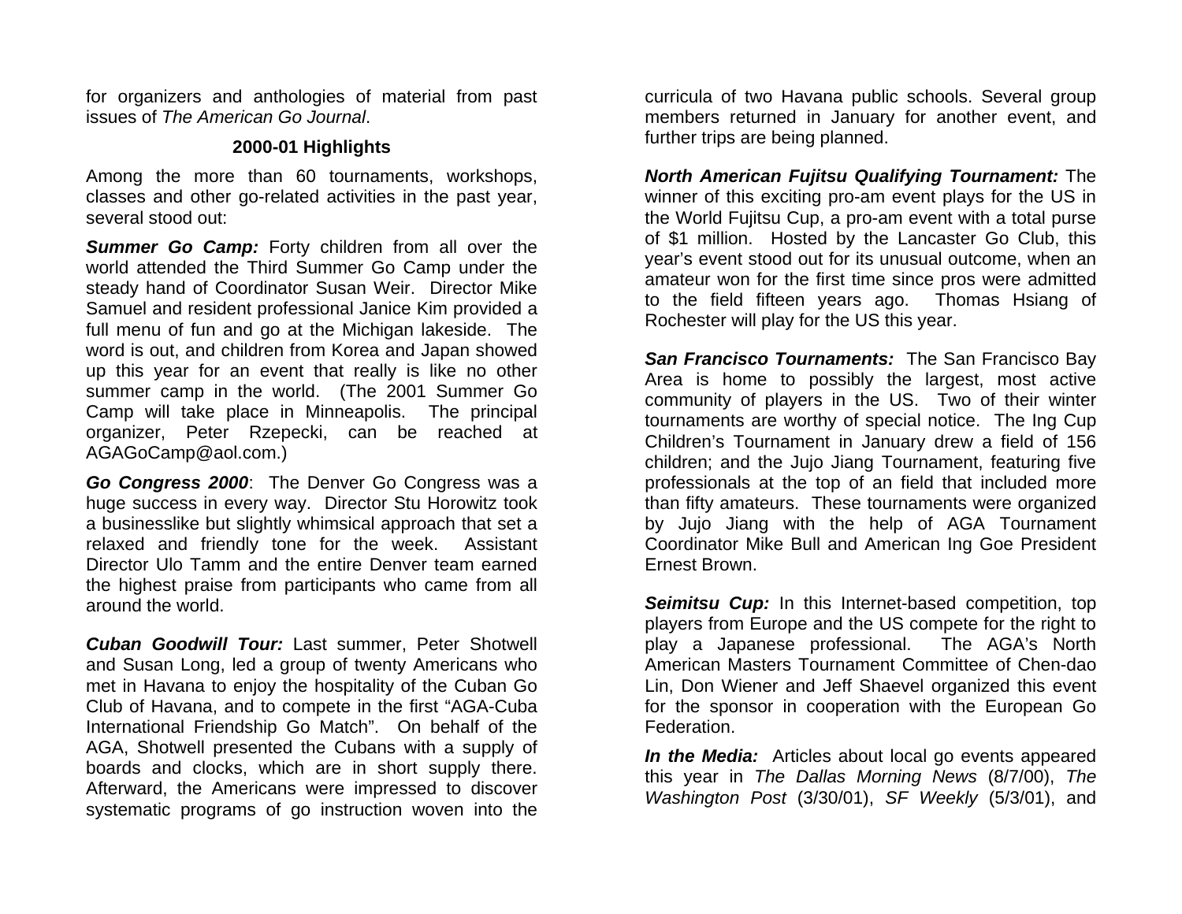for organizers and anthologies of material from past issues of *The American Go Journal*.

**2000-01 Highlights**

Among the more than 60 tournaments, workshops, classes and other go-related activities in the past year, several stood out:

***Summer Go Camp:*** Forty children from all over the world attended the Third Summer Go Camp under the steady hand of Coordinator Susan Weir. Director Mike Samuel and resident professional Janice Kim provided a full menu of fun and go at the Michigan lakeside. The word is out, and children from Korea and Japan showed up this year for an event that really is like no other summer camp in the world. (The 2001 Summer Go Camp will take place in Minneapolis. The principal organizer, Peter Rzepecki, can be reached at AGAGoCamp@aol.com.)

***Go Congress 2000***: The Denver Go Congress was a huge success in every way. Director Stu Horowitz took a businesslike but slightly whimsical approach that set a relaxed and friendly tone for the week. Assistant Director Ulo Tamm and the entire Denver team earned the highest praise from participants who came from all around the world.

***Cuban Goodwill Tour:*** Last summer, Peter Shotwell and Susan Long, led a group of twenty Americans who met in Havana to enjoy the hospitality of the Cuban Go Club of Havana, and to compete in the first "AGA-Cuba International Friendship Go Match". On behalf of the AGA, Shotwell presented the Cubans with a supply of boards and clocks, which are in short supply there. Afterward, the Americans were impressed to discover systematic programs of go instruction woven into the curricula of two Havana public schools. Several group members returned in January for another event, and further trips are being planned.

***North American Fujitsu Qualifying Tournament:*** The winner of this exciting pro-am event plays for the US in the World Fujitsu Cup, a pro-am event with a total purse of $1 million. Hosted by the Lancaster Go Club, this year's event stood out for its unusual outcome, when an amateur won for the first time since pros were admitted to the field fifteen years ago. Thomas Hsiang of Rochester will play for the US this year.

***San Francisco Tournaments:*** The San Francisco Bay Area is home to possibly the largest, most active community of players in the US. Two of their winter tournaments are worthy of special notice. The Ing Cup Children's Tournament in January drew a field of 156 children; and the Jujo Jiang Tournament, featuring five professionals at the top of an field that included more than fifty amateurs. These tournaments were organized by Jujo Jiang with the help of AGA Tournament Coordinator Mike Bull and American Ing Goe President Ernest Brown.

***Seimitsu Cup:*** In this Internet-based competition, top players from Europe and the US compete for the right to play a Japanese professional. The AGA's North American Masters Tournament Committee of Chen-dao Lin, Don Wiener and Jeff Shaevel organized this event for the sponsor in cooperation with the European Go Federation.

***In the Media:*** Articles about local go events appeared this year in *The Dallas Morning News* (8/7/00), *The Washington Post* (3/30/01), *SF Weekly* (5/3/01), and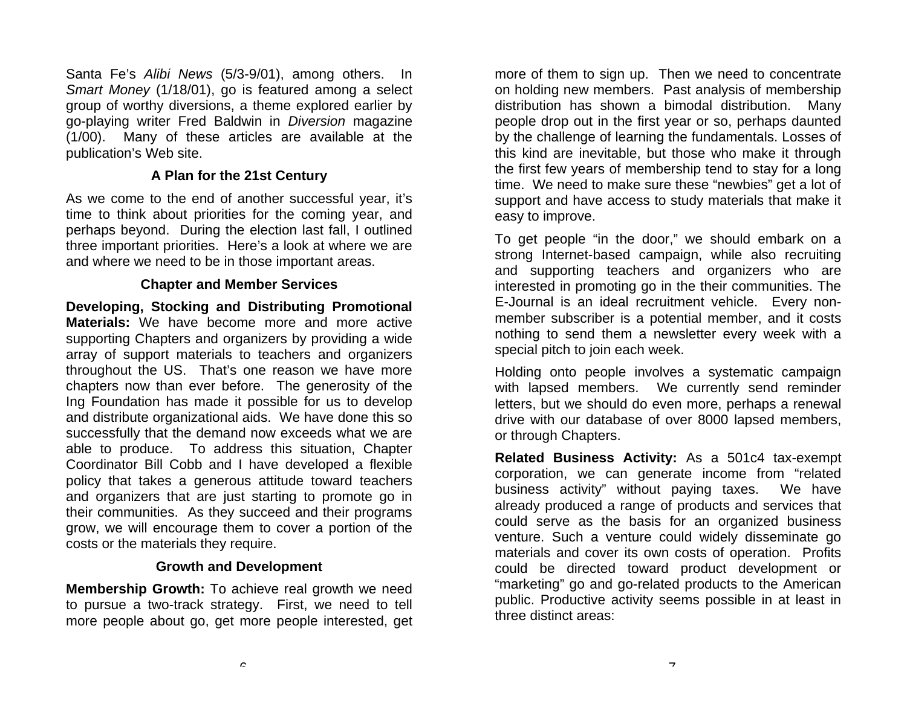Santa Fe's *Alibi News* (5/3-9/01), among others. In *Smart Money* (1/18/01), go is featured among a select group of worthy diversions, a theme explored earlier by go-playing writer Fred Baldwin in *Diversion* magazine (1/00). Many of these articles are available at the publication's Web site.

### A Plan for the 21st Century

As we come to the end of another successful year, it's time to think about priorities for the coming year, and perhaps beyond. During the election last fall, I outlined three important priorities. Here's a look at where we are and where we need to be in those important areas.

### Chapter and Member Services

**Developing, Stocking and Distributing Promotional Materials:** We have become more and more active supporting Chapters and organizers by providing a wide array of support materials to teachers and organizers throughout the US. That's one reason we have more chapters now than ever before. The generosity of the Ing Foundation has made it possible for us to develop and distribute organizational aids. We have done this so successfully that the demand now exceeds what we are able to produce. To address this situation, Chapter Coordinator Bill Cobb and I have developed a flexible policy that takes a generous attitude toward teachers and organizers that are just starting to promote go in their communities. As they succeed and their programs grow, we will encourage them to cover a portion of the costs or the materials they require.

### Growth and Development

**Membership Growth:** To achieve real growth we need to pursue a two-track strategy. First, we need to tell more people about go, get more people interested, get more of them to sign up. Then we need to concentrate on holding new members. Past analysis of membership distribution has shown a bimodal distribution. Many people drop out in the first year or so, perhaps daunted by the challenge of learning the fundamentals. Losses of this kind are inevitable, but those who make it through the first few years of membership tend to stay for a long time. We need to make sure these "newbies" get a lot of support and have access to study materials that make it easy to improve.

To get people "in the door," we should embark on a strong Internet-based campaign, while also recruiting and supporting teachers and organizers who are interested in promoting go in the their communities. The E-Journal is an ideal recruitment vehicle. Every non-member subscriber is a potential member, and it costs nothing to send them a newsletter every week with a special pitch to join each week.

Holding onto people involves a systematic campaign with lapsed members. We currently send reminder letters, but we should do even more, perhaps a renewal drive with our database of over 8000 lapsed members, or through Chapters.

**Related Business Activity:** As a 501c4 tax-exempt corporation, we can generate income from "related business activity" without paying taxes. We have already produced a range of products and services that could serve as the basis for an organized business venture. Such a venture could widely disseminate go materials and cover its own costs of operation. Profits could be directed toward product development or "marketing" go and go-related products to the American public. Productive activity seems possible in at least in three distinct areas: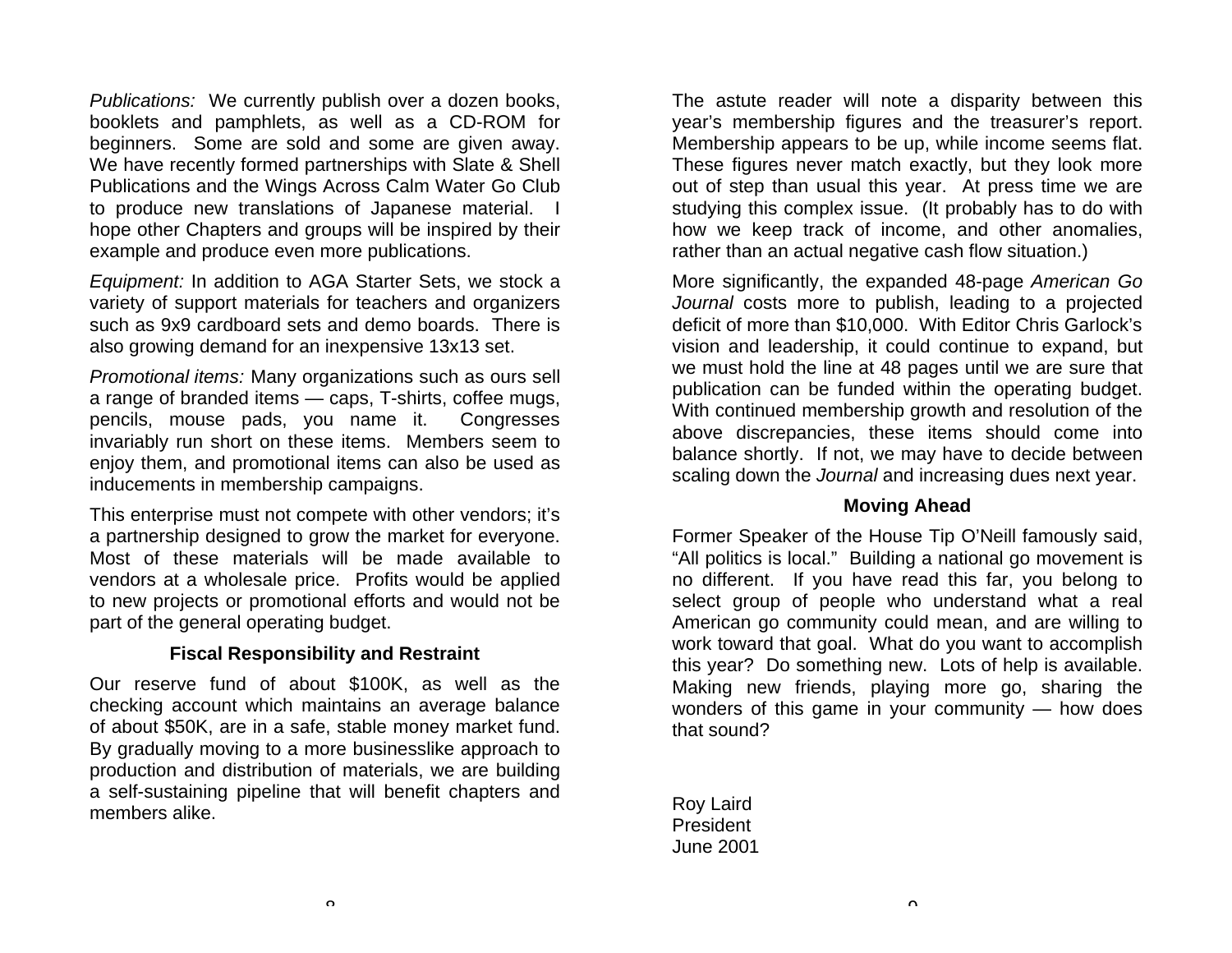*Publications:* We currently publish over a dozen books, booklets and pamphlets, as well as a CD-ROM for beginners. Some are sold and some are given away. We have recently formed partnerships with Slate & Shell Publications and the Wings Across Calm Water Go Club to produce new translations of Japanese material. I hope other Chapters and groups will be inspired by their example and produce even more publications.

*Equipment:* In addition to AGA Starter Sets, we stock a variety of support materials for teachers and organizers such as 9x9 cardboard sets and demo boards. There is also growing demand for an inexpensive 13x13 set.

*Promotional items:* Many organizations such as ours sell a range of branded items — caps, T-shirts, coffee mugs, pencils, mouse pads, you name it. Congresses invariably run short on these items. Members seem to enjoy them, and promotional items can also be used as inducements in membership campaigns.

This enterprise must not compete with other vendors; it's a partnership designed to grow the market for everyone. Most of these materials will be made available to vendors at a wholesale price. Profits would be applied to new projects or promotional efforts and would not be part of the general operating budget.

### Fiscal Responsibility and Restraint

Our reserve fund of about $100K, as well as the checking account which maintains an average balance of about $50K, are in a safe, stable money market fund. By gradually moving to a more businesslike approach to production and distribution of materials, we are building a self-sustaining pipeline that will benefit chapters and members alike.

The astute reader will note a disparity between this year's membership figures and the treasurer's report. Membership appears to be up, while income seems flat. These figures never match exactly, but they look more out of step than usual this year. At press time we are studying this complex issue. (It probably has to do with how we keep track of income, and other anomalies, rather than an actual negative cash flow situation.)

More significantly, the expanded 48-page *American Go Journal* costs more to publish, leading to a projected deficit of more than $10,000. With Editor Chris Garlock's vision and leadership, it could continue to expand, but we must hold the line at 48 pages until we are sure that publication can be funded within the operating budget. With continued membership growth and resolution of the above discrepancies, these items should come into balance shortly. If not, we may have to decide between scaling down the *Journal* and increasing dues next year.

### Moving Ahead

Former Speaker of the House Tip O'Neill famously said, "All politics is local." Building a national go movement is no different. If you have read this far, you belong to select group of people who understand what a real American go community could mean, and are willing to work toward that goal. What do you want to accomplish this year? Do something new. Lots of help is available. Making new friends, playing more go, sharing the wonders of this game in your community — how does that sound?

Roy Laird
President
June 2001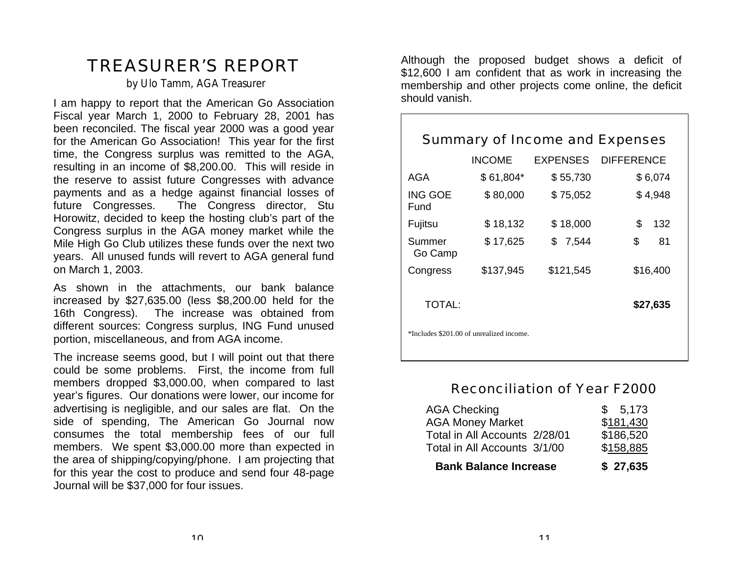# TREASURER'S REPORT

*by Ulo Tamm, AGA Treasurer*

I am happy to report that the American Go Association Fiscal year March 1, 2000 to February 28, 2001 has been reconciled. The fiscal year 2000 was a good year for the American Go Association! This year for the first time, the Congress surplus was remitted to the AGA, resulting in an income of $8,200.00. This will reside in the reserve to assist future Congresses with advance payments and as a hedge against financial losses of future Congresses. The Congress director, Stu Horowitz, decided to keep the hosting club's part of the Congress surplus in the AGA money market while the Mile High Go Club utilizes these funds over the next two years. All unused funds will revert to AGA general fund on March 1, 2003.

As shown in the attachments, our bank balance increased by $27,635.00 (less $8,200.00 held for the 16th Congress). The increase was obtained from different sources: Congress surplus, ING Fund unused portion, miscellaneous, and from AGA income.

The increase seems good, but I will point out that there could be some problems. First, the income from full members dropped $3,000.00, when compared to last year's figures. Our donations were lower, our income for advertising is negligible, and our sales are flat. On the side of spending, The American Go Journal now consumes the total membership fees of our full members. We spent $3,000.00 more than expected in the area of shipping/copying/phone. I am projecting that for this year the cost to produce and send four 48-page Journal will be $37,000 for four issues.

Although the proposed budget shows a deficit of $12,600 I am confident that as work in increasing the membership and other projects come online, the deficit should vanish.

## Summary of Income and Expenses

| | INCOME | EXPENSES | DIFFERENCE |
|---|---|---|---|
| AGA | $ 61,804* | $ 55,730 | $ 6,074 |
| ING GOE Fund | $ 80,000 | $ 75,052 | $ 4,948 |
| Fujitsu | $ 18,132 | $ 18,000 | $ 132 |
| Summer Go Camp | $ 17,625 | $ 7,544 | $ 81 |
| Congress | $137,945 | $121,545 | $16,400 |
| TOTAL: | | | **$27,635** |

*Includes $201.00 of unrealized income.

## Reconciliation of Year F2000

| | |
|---|---|
| AGA Checking | $ 5,173 |
| AGA Money Market | $181,430 |
| Total in All Accounts 2/28/01 | $186,520 |
| Total in All Accounts 3/1/00 | $158,885 |
| **Bank Balance Increase** | **$ 27,635** |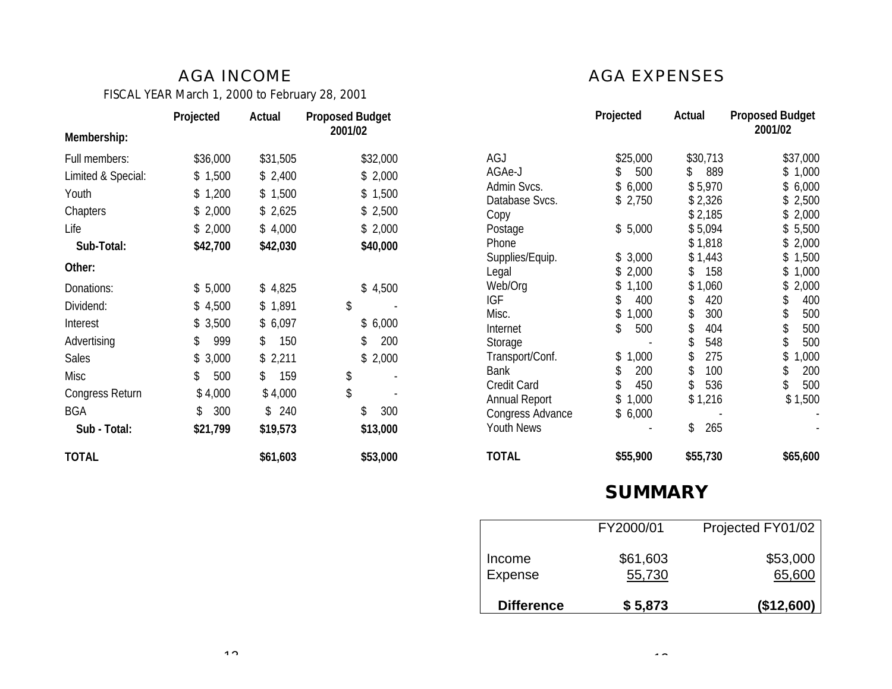## AGA INCOME

FISCAL YEAR March 1, 2000 to February 28, 2001

| | Projected | Actual | Proposed Budget 2001/02 |
|---|---|---|---|
| **Membership:** | | | |
| Full members: | $36,000 | $31,505 | $32,000 |
| Limited & Special: | $ 1,500 | $ 2,400 | $ 2,000 |
| Youth | $ 1,200 | $ 1,500 | $ 1,500 |
| Chapters | $ 2,000 | $ 2,625 | $ 2,500 |
| Life | $ 2,000 | $ 4,000 | $ 2,000 |
| **Sub-Total:** | **$42,700** | **$42,030** | **$40,000** |
| **Other:** | | | |
| Donations: | $ 5,000 | $ 4,825 | $ 4,500 |
| Dividend: | $ 4,500 | $ 1,891 | $ - |
| Interest | $ 3,500 | $ 6,097 | $ 6,000 |
| Advertising | $ 999 | $ 150 | $ 200 |
| Sales | $ 3,000 | $ 2,211 | $ 2,000 |
| Misc | $ 500 | $ 159 | $ - |
| Congress Return | $ 4,000 | $ 4,000 | $ - |
| BGA | $ 300 | $ 240 | $ 300 |
| **Sub - Total:** | **$21,799** | **$19,573** | **$13,000** |
| **TOTAL** | | **$61,603** | **$53,000** |

## AGA EXPENSES

| | Projected | Actual | Proposed Budget 2001/02 |
|---|---|---|---|
| AGJ | $25,000 | $30,713 | $37,000 |
| AGAe-J | $ 500 | $ 889 | $ 1,000 |
| Admin Svcs. | $ 6,000 | $ 5,970 | $ 6,000 |
| Database Svcs. | $ 2,750 | $ 2,326 | $ 2,500 |
| Copy | | $ 2,185 | $ 2,000 |
| Postage | $ 5,000 | $ 5,094 | $ 5,500 |
| Phone | | $ 1,818 | $ 2,000 |
| Supplies/Equip. | $ 3,000 | $ 1,443 | $ 1,500 |
| Legal | $ 2,000 | $ 158 | $ 1,000 |
| Web/Org | $ 1,100 | $ 1,060 | $ 2,000 |
| IGF | $ 400 | $ 420 | $ 400 |
| Misc. | $ 1,000 | $ 300 | $ 500 |
| Internet | $ 500 | $ 404 | $ 500 |
| Storage | - | $ 548 | $ 500 |
| Transport/Conf. | $ 1,000 | $ 275 | $ 1,000 |
| Bank | $ 200 | $ 100 | $ 200 |
| Credit Card | $ 450 | $ 536 | $ 500 |
| Annual Report | $ 1,000 | $ 1,216 | $ 1,500 |
| Congress Advance | $ 6,000 | - | - |
| Youth News | - | $ 265 | - |
| **TOTAL** | **$55,900** | **$55,730** | **$65,600** |

## SUMMARY

| | FY2000/01 | Projected FY01/02 |
|---|---|---|
| Income | $61,603 | $53,000 |
| Expense | 55,730 | 65,600 |
| **Difference** | **$ 5,873** | **($12,600)** |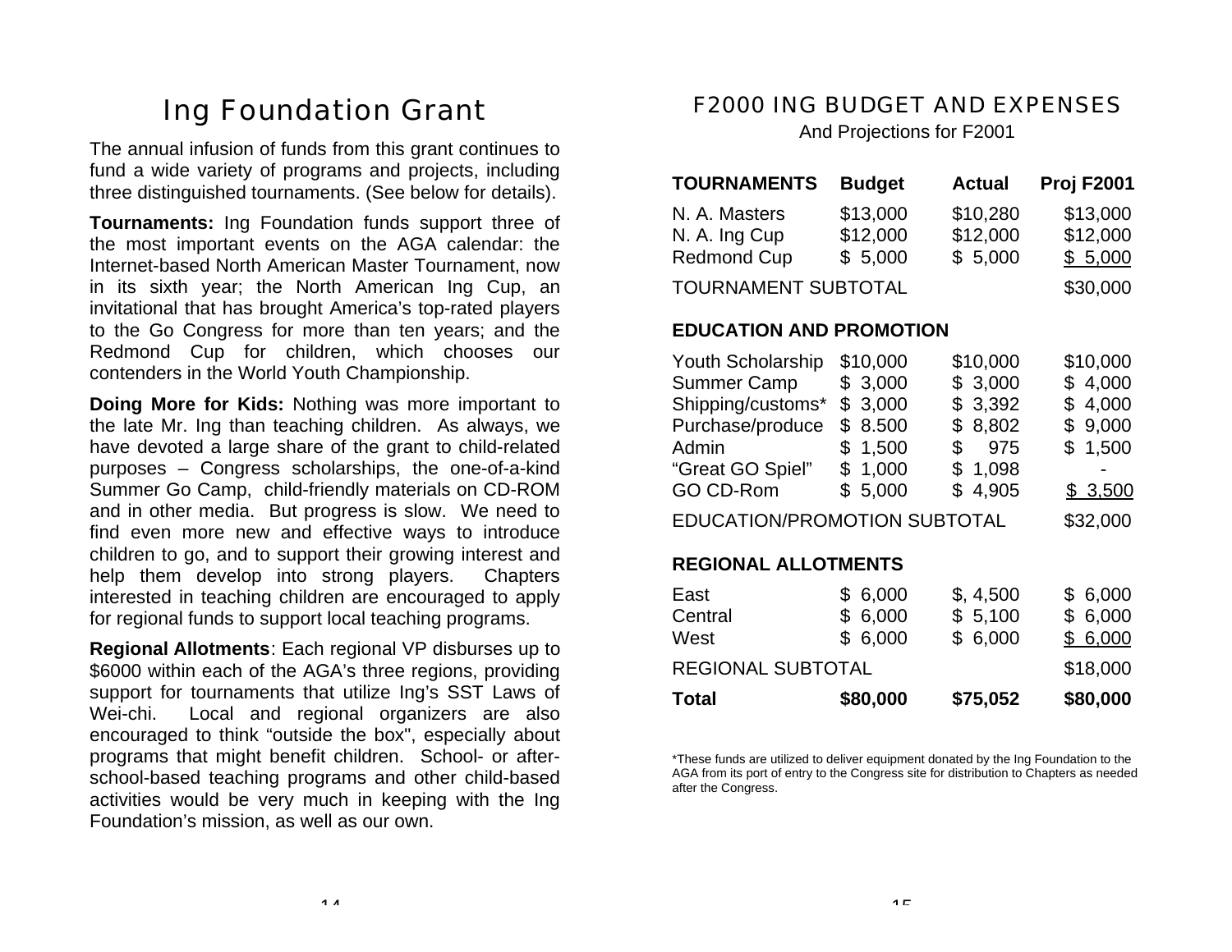# Ing Foundation Grant

The annual infusion of funds from this grant continues to fund a wide variety of programs and projects, including three distinguished tournaments. (See below for details).

**Tournaments:** Ing Foundation funds support three of the most important events on the AGA calendar: the Internet-based North American Master Tournament, now in its sixth year; the North American Ing Cup, an invitational that has brought America's top-rated players to the Go Congress for more than ten years; and the Redmond Cup for children, which chooses our contenders in the World Youth Championship.

**Doing More for Kids:** Nothing was more important to the late Mr. Ing than teaching children. As always, we have devoted a large share of the grant to child-related purposes – Congress scholarships, the one-of-a-kind Summer Go Camp, child-friendly materials on CD-ROM and in other media. But progress is slow. We need to find even more new and effective ways to introduce children to go, and to support their growing interest and help them develop into strong players. Chapters interested in teaching children are encouraged to apply for regional funds to support local teaching programs.

**Regional Allotments**: Each regional VP disburses up to $6000 within each of the AGA's three regions, providing support for tournaments that utilize Ing's SST Laws of Wei-chi. Local and regional organizers are also encouraged to think "outside the box", especially about programs that might benefit children. School- or after-school-based teaching programs and other child-based activities would be very much in keeping with the Ing Foundation's mission, as well as our own.

## F2000 ING BUDGET AND EXPENSES

And Projections for F2001

| **TOURNAMENTS** | **Budget** | **Actual** | **Proj F2001** |
|---|---|---|---|
| N. A. Masters | $13,000 | $10,280 | $13,000 |
| N. A. Ing Cup | $12,000 | $12,000 | $12,000 |
| Redmond Cup | $ 5,000 | $ 5,000 | $ 5,000 |
| TOURNAMENT SUBTOTAL | | | $30,000 |
| **EDUCATION AND PROMOTION** | | | |
| Youth Scholarship | $10,000 | $10,000 | $10,000 |
| Summer Camp | $ 3,000 | $ 3,000 | $ 4,000 |
| Shipping/customs* | $ 3,000 | $ 3,392 | $ 4,000 |
| Purchase/produce | $ 8.500 | $ 8,802 | $ 9,000 |
| Admin | $ 1,500 | $ 975 | $ 1,500 |
| "Great GO Spiel" | $ 1,000 | $ 1,098 | - |
| GO CD-Rom | $ 5,000 | $ 4,905 | $ 3,500 |
| EDUCATION/PROMOTION SUBTOTAL | | | $32,000 |
| **REGIONAL ALLOTMENTS** | | | |
| East | $ 6,000 | $, 4,500 | $ 6,000 |
| Central | $ 6,000 | $ 5,100 | $ 6,000 |
| West | $ 6,000 | $ 6,000 | $ 6,000 |
| REGIONAL SUBTOTAL | | | $18,000 |
| **Total** | **$80,000** | **$75,052** | **$80,000** |

*These funds are utilized to deliver equipment donated by the Ing Foundation to the AGA from its port of entry to the Congress site for distribution to Chapters as needed after the Congress.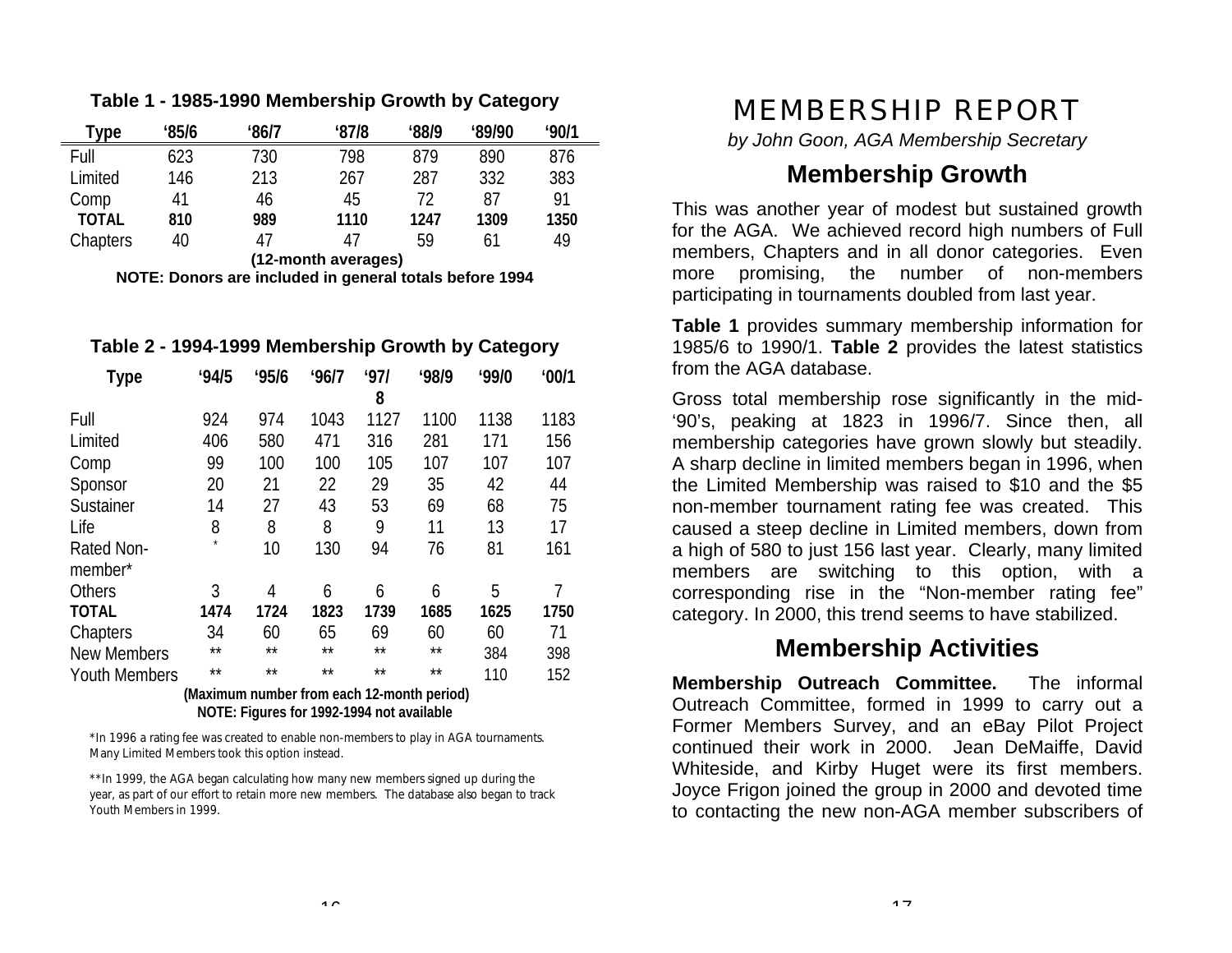**Table 1 - 1985-1990 Membership Growth by Category**

| Type | '85/6 | '86/7 | '87/8 | '88/9 | '89/90 | '90/1 |
|---|---|---|---|---|---|---|
| Full | 623 | 730 | 798 | 879 | 890 | 876 |
| Limited | 146 | 213 | 267 | 287 | 332 | 383 |
| Comp | 41 | 46 | 45 | 72 | 87 | 91 |
| **TOTAL** | **810** | **989** | **1110** | **1247** | **1309** | **1350** |
| Chapters | 40 | 47 | 47 | 59 | 61 | 49 |

**(12-month averages)**

**NOTE: Donors are included in general totals before 1994**

**Table 2 - 1994-1999 Membership Growth by Category**

| Type | '94/5 | '95/6 | '96/7 | '97/8 | '98/9 | '99/0 | '00/1 |
|---|---|---|---|---|---|---|---|
| Full | 924 | 974 | 1043 | 1127 | 1100 | 1138 | 1183 |
| Limited | 406 | 580 | 471 | 316 | 281 | 171 | 156 |
| Comp | 99 | 100 | 100 | 105 | 107 | 107 | 107 |
| Sponsor | 20 | 21 | 22 | 29 | 35 | 42 | 44 |
| Sustainer | 14 | 27 | 43 | 53 | 69 | 68 | 75 |
| Life | 8 | 8 | 8 | 9 | 11 | 13 | 17 |
| Rated Non-member* | * | 10 | 130 | 94 | 76 | 81 | 161 |
| Others | 3 | 4 | 6 | 6 | 6 | 5 | 7 |
| **TOTAL** | **1474** | **1724** | **1823** | **1739** | **1685** | **1625** | **1750** |
| Chapters | 34 | 60 | 65 | 69 | 60 | 60 | 71 |
| New Members | ** | ** | ** | ** | ** | 384 | 398 |
| Youth Members | ** | ** | ** | ** | ** | 110 | 152 |

**(Maximum number from each 12-month period)**

**NOTE: Figures for 1992-1994 not available**

*In 1996 a rating fee was created to enable non-members to play in AGA tournaments. Many Limited Members took this option instead.

**In 1999, the AGA began calculating how many new members signed up during the year, as part of our effort to retain more new members. The database also began to track Youth Members in 1999.

# MEMBERSHIP REPORT

*by John Goon, AGA Membership Secretary*

## Membership Growth

This was another year of modest but sustained growth for the AGA. We achieved record high numbers of Full members, Chapters and in all donor categories. Even more promising, the number of non-members participating in tournaments doubled from last year.

**Table 1** provides summary membership information for 1985/6 to 1990/1. **Table 2** provides the latest statistics from the AGA database.

Gross total membership rose significantly in the mid-'90's, peaking at 1823 in 1996/7. Since then, all membership categories have grown slowly but steadily. A sharp decline in limited members began in 1996, when the Limited Membership was raised to $10 and the $5 non-member tournament rating fee was created. This caused a steep decline in Limited members, down from a high of 580 to just 156 last year. Clearly, many limited members are switching to this option, with a corresponding rise in the "Non-member rating fee" category. In 2000, this trend seems to have stabilized.

## Membership Activities

**Membership Outreach Committee.** The informal Outreach Committee, formed in 1999 to carry out a Former Members Survey, and an eBay Pilot Project continued their work in 2000. Jean DeMaiffe, David Whiteside, and Kirby Huget were its first members. Joyce Frigon joined the group in 2000 and devoted time to contacting the new non-AGA member subscribers of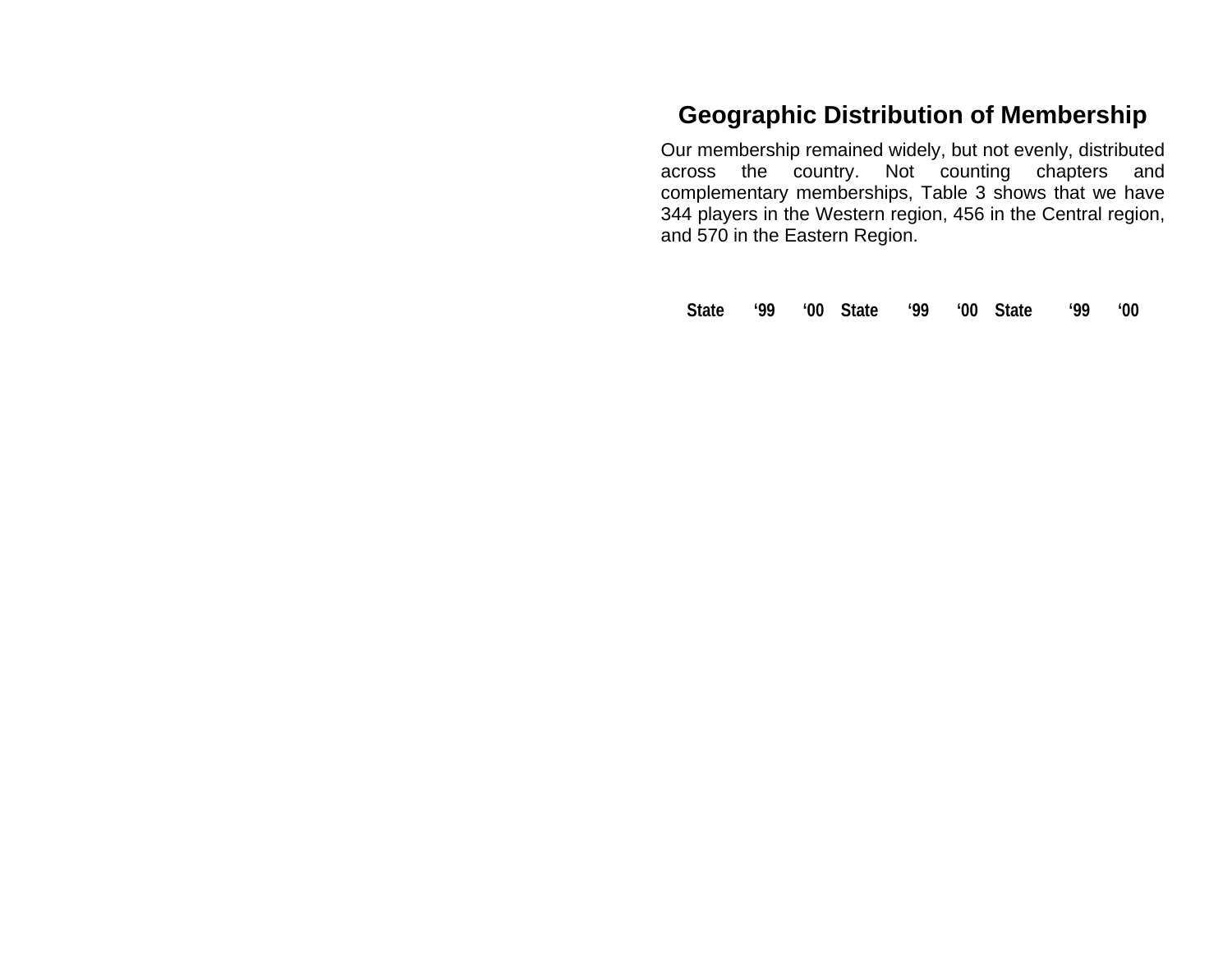## Geographic Distribution of Membership

Our membership remained widely, but not evenly, distributed across the country. Not counting chapters and complementary memberships, Table 3 shows that we have 344 players in the Western region, 456 in the Central region, and 570 in the Eastern Region.

| State | ‘99 | ‘00 | State | ‘99 | ‘00 | State | ‘99 | ‘00 |
|---|---|---|---|---|---|---|---|---|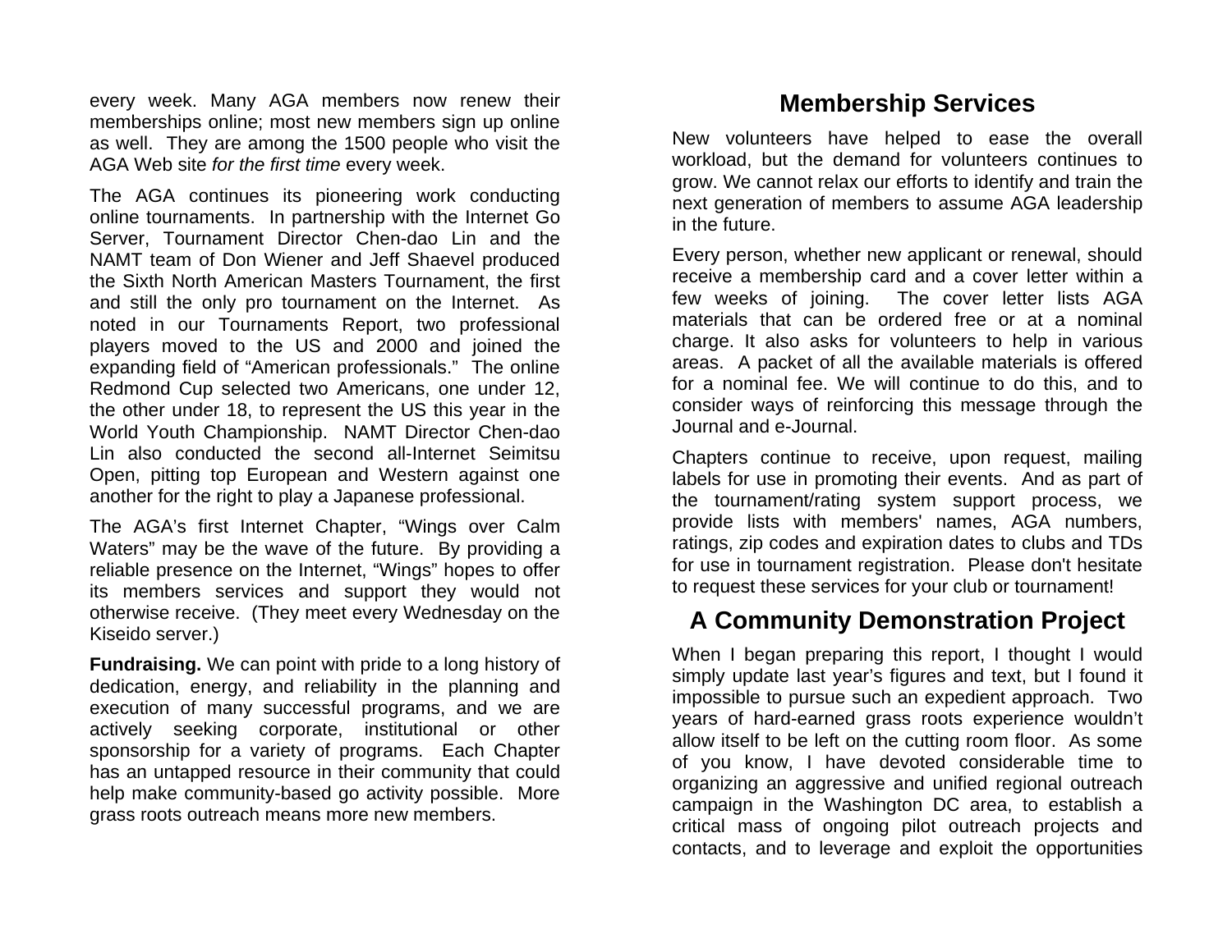every week. Many AGA members now renew their memberships online; most new members sign up online as well. They are among the 1500 people who visit the AGA Web site *for the first time* every week.

The AGA continues its pioneering work conducting online tournaments. In partnership with the Internet Go Server, Tournament Director Chen-dao Lin and the NAMT team of Don Wiener and Jeff Shaevel produced the Sixth North American Masters Tournament, the first and still the only pro tournament on the Internet. As noted in our Tournaments Report, two professional players moved to the US and 2000 and joined the expanding field of "American professionals." The online Redmond Cup selected two Americans, one under 12, the other under 18, to represent the US this year in the World Youth Championship. NAMT Director Chen-dao Lin also conducted the second all-Internet Seimitsu Open, pitting top European and Western against one another for the right to play a Japanese professional.

The AGA's first Internet Chapter, "Wings over Calm Waters" may be the wave of the future. By providing a reliable presence on the Internet, "Wings" hopes to offer its members services and support they would not otherwise receive. (They meet every Wednesday on the Kiseido server.)

**Fundraising.** We can point with pride to a long history of dedication, energy, and reliability in the planning and execution of many successful programs, and we are actively seeking corporate, institutional or other sponsorship for a variety of programs. Each Chapter has an untapped resource in their community that could help make community-based go activity possible. More grass roots outreach means more new members.

## Membership Services

New volunteers have helped to ease the overall workload, but the demand for volunteers continues to grow. We cannot relax our efforts to identify and train the next generation of members to assume AGA leadership in the future.

Every person, whether new applicant or renewal, should receive a membership card and a cover letter within a few weeks of joining. The cover letter lists AGA materials that can be ordered free or at a nominal charge. It also asks for volunteers to help in various areas. A packet of all the available materials is offered for a nominal fee. We will continue to do this, and to consider ways of reinforcing this message through the Journal and e-Journal.

Chapters continue to receive, upon request, mailing labels for use in promoting their events. And as part of the tournament/rating system support process, we provide lists with members' names, AGA numbers, ratings, zip codes and expiration dates to clubs and TDs for use in tournament registration. Please don't hesitate to request these services for your club or tournament!

## A Community Demonstration Project

When I began preparing this report, I thought I would simply update last year's figures and text, but I found it impossible to pursue such an expedient approach. Two years of hard-earned grass roots experience wouldn't allow itself to be left on the cutting room floor. As some of you know, I have devoted considerable time to organizing an aggressive and unified regional outreach campaign in the Washington DC area, to establish a critical mass of ongoing pilot outreach projects and contacts, and to leverage and exploit the opportunities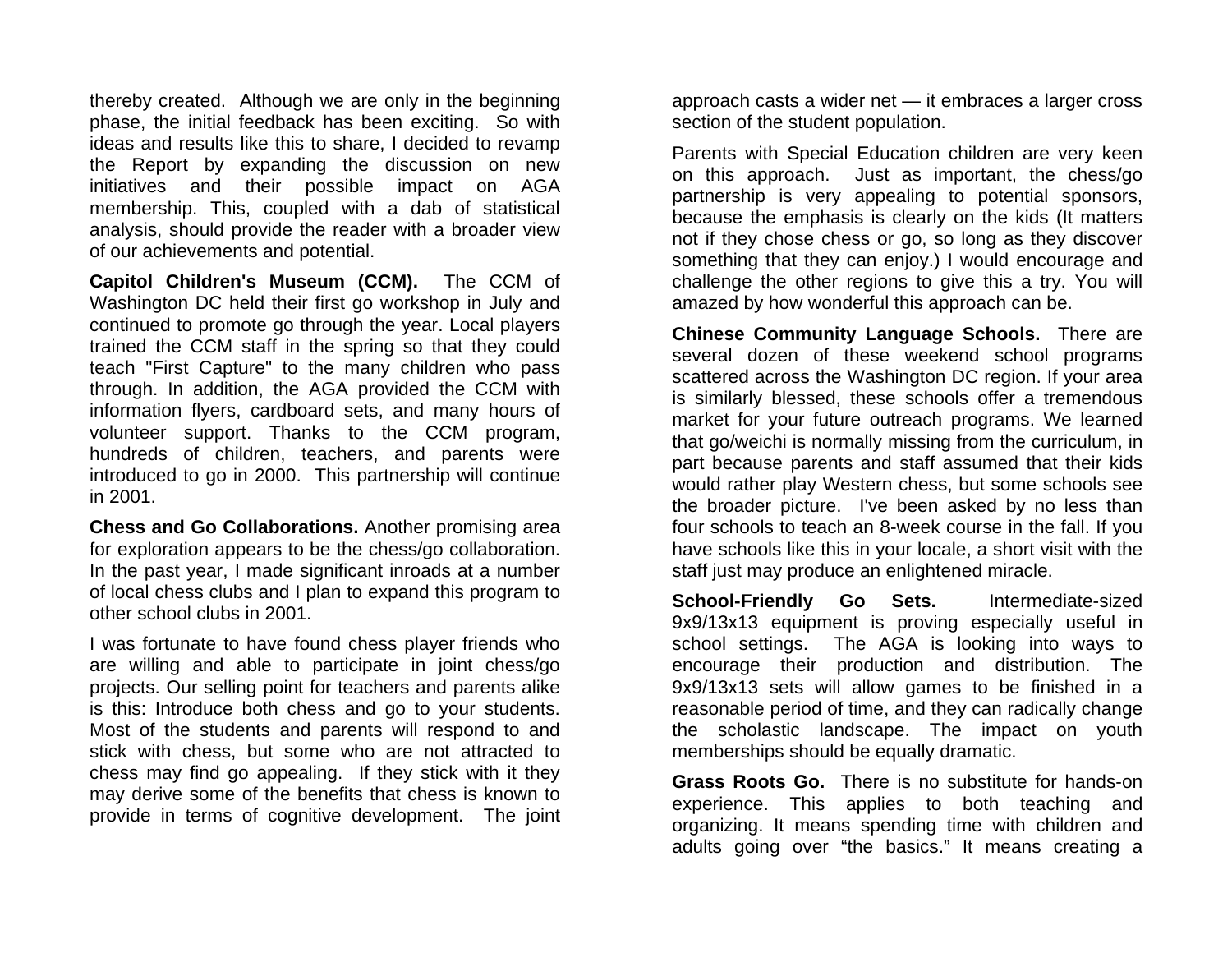thereby created.  Although we are only in the beginning phase, the initial feedback has been exciting.  So with ideas and results like this to share, I decided to revamp the Report by expanding the discussion on new initiatives and their possible impact on AGA membership. This, coupled with a dab of statistical analysis, should provide the reader with a broader view of our achievements and potential.

**Capitol Children's Museum (CCM).** The CCM of Washington DC held their first go workshop in July and continued to promote go through the year. Local players trained the CCM staff in the spring so that they could teach "First Capture" to the many children who pass through. In addition, the AGA provided the CCM with information flyers, cardboard sets, and many hours of volunteer support. Thanks to the CCM program, hundreds of children, teachers, and parents were introduced to go in 2000.  This partnership will continue in 2001.

**Chess and Go Collaborations.** Another promising area for exploration appears to be the chess/go collaboration. In the past year, I made significant inroads at a number of local chess clubs and I plan to expand this program to other school clubs in 2001.

I was fortunate to have found chess player friends who are willing and able to participate in joint chess/go projects. Our selling point for teachers and parents alike is this: Introduce both chess and go to your students. Most of the students and parents will respond to and stick with chess, but some who are not attracted to chess may find go appealing.  If they stick with it they may derive some of the benefits that chess is known to provide in terms of cognitive development.  The joint approach casts a wider net — it embraces a larger cross section of the student population.

Parents with Special Education children are very keen on this approach.  Just as important, the chess/go partnership is very appealing to potential sponsors, because the emphasis is clearly on the kids (It matters not if they chose chess or go, so long as they discover something that they can enjoy.) I would encourage and challenge the other regions to give this a try. You will amazed by how wonderful this approach can be.

**Chinese Community Language Schools.** There are several dozen of these weekend school programs scattered across the Washington DC region. If your area is similarly blessed, these schools offer a tremendous market for your future outreach programs. We learned that go/weichi is normally missing from the curriculum, in part because parents and staff assumed that their kids would rather play Western chess, but some schools see the broader picture.  I've been asked by no less than four schools to teach an 8-week course in the fall. If you have schools like this in your locale, a short visit with the staff just may produce an enlightened miracle.

**School-Friendly Go Sets.** Intermediate-sized 9x9/13x13 equipment is proving especially useful in school settings.  The AGA is looking into ways to encourage their production and distribution. The 9x9/13x13 sets will allow games to be finished in a reasonable period of time, and they can radically change the scholastic landscape. The impact on youth memberships should be equally dramatic.

**Grass Roots Go.** There is no substitute for hands-on experience. This applies to both teaching and organizing. It means spending time with children and adults going over "the basics." It means creating a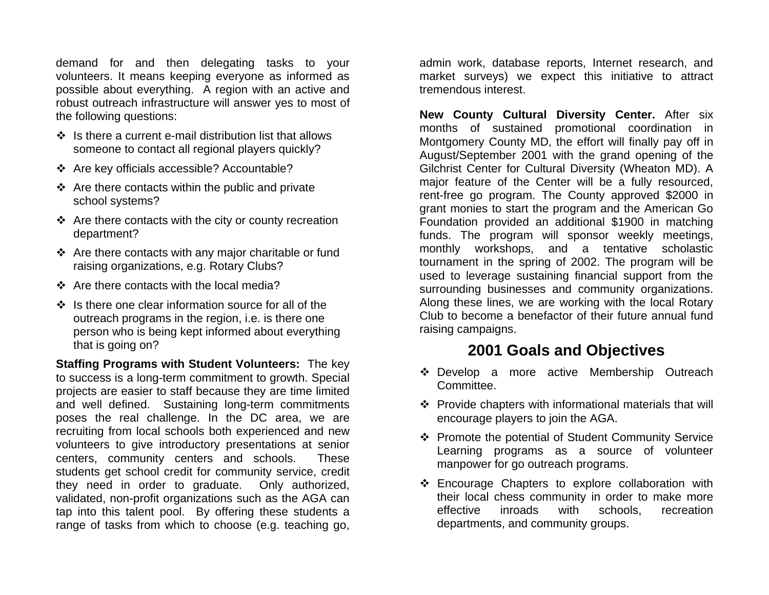demand for and then delegating tasks to your volunteers. It means keeping everyone as informed as possible about everything. A region with an active and robust outreach infrastructure will answer yes to most of the following questions:

- Is there a current e-mail distribution list that allows someone to contact all regional players quickly?
- Are key officials accessible? Accountable?
- Are there contacts within the public and private school systems?
- Are there contacts with the city or county recreation department?
- Are there contacts with any major charitable or fund raising organizations, e.g. Rotary Clubs?
- Are there contacts with the local media?
- Is there one clear information source for all of the outreach programs in the region, i.e. is there one person who is being kept informed about everything that is going on?

**Staffing Programs with Student Volunteers:** The key to success is a long-term commitment to growth. Special projects are easier to staff because they are time limited and well defined. Sustaining long-term commitments poses the real challenge. In the DC area, we are recruiting from local schools both experienced and new volunteers to give introductory presentations at senior centers, community centers and schools. These students get school credit for community service, credit they need in order to graduate. Only authorized, validated, non-profit organizations such as the AGA can tap into this talent pool. By offering these students a range of tasks from which to choose (e.g. teaching go, admin work, database reports, Internet research, and market surveys) we expect this initiative to attract tremendous interest.

**New County Cultural Diversity Center.** After six months of sustained promotional coordination in Montgomery County MD, the effort will finally pay off in August/September 2001 with the grand opening of the Gilchrist Center for Cultural Diversity (Wheaton MD). A major feature of the Center will be a fully resourced, rent-free go program. The County approved $2000 in grant monies to start the program and the American Go Foundation provided an additional $1900 in matching funds. The program will sponsor weekly meetings, monthly workshops, and a tentative scholastic tournament in the spring of 2002. The program will be used to leverage sustaining financial support from the surrounding businesses and community organizations. Along these lines, we are working with the local Rotary Club to become a benefactor of their future annual fund raising campaigns.

## 2001 Goals and Objectives

- Develop a more active Membership Outreach Committee.
- Provide chapters with informational materials that will encourage players to join the AGA.
- Promote the potential of Student Community Service Learning programs as a source of volunteer manpower for go outreach programs.
- Encourage Chapters to explore collaboration with their local chess community in order to make more effective inroads with schools, recreation departments, and community groups.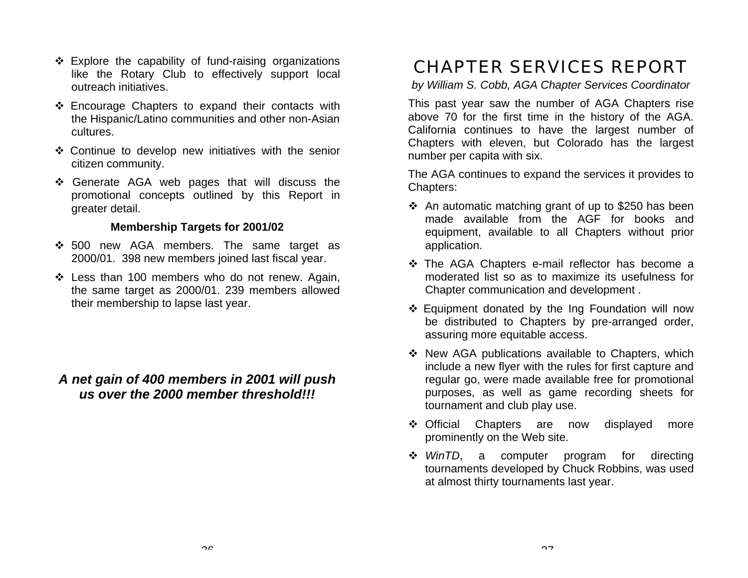- Explore the capability of fund-raising organizations like the Rotary Club to effectively support local outreach initiatives.
- Encourage Chapters to expand their contacts with the Hispanic/Latino communities and other non-Asian cultures.
- Continue to develop new initiatives with the senior citizen community.
- Generate AGA web pages that will discuss the promotional concepts outlined by this Report in greater detail.

**Membership Targets for 2001/02**

- 500 new AGA members. The same target as 2000/01. 398 new members joined last fiscal year.
- Less than 100 members who do not renew. Again, the same target as 2000/01. 239 members allowed their membership to lapse last year.

***A net gain of 400 members in 2001 will push us over the 2000 member threshold!!!***

# CHAPTER SERVICES REPORT

*by William S. Cobb, AGA Chapter Services Coordinator*

This past year saw the number of AGA Chapters rise above 70 for the first time in the history of the AGA. California continues to have the largest number of Chapters with eleven, but Colorado has the largest number per capita with six.

The AGA continues to expand the services it provides to Chapters:

- An automatic matching grant of up to $250 has been made available from the AGF for books and equipment, available to all Chapters without prior application.
- The AGA Chapters e-mail reflector has become a moderated list so as to maximize its usefulness for Chapter communication and development .
- Equipment donated by the Ing Foundation will now be distributed to Chapters by pre-arranged order, assuring more equitable access.
- New AGA publications available to Chapters, which include a new flyer with the rules for first capture and regular go, were made available free for promotional purposes, as well as game recording sheets for tournament and club play use.
- Official Chapters are now displayed more prominently on the Web site.
- *WinTD*, a computer program for directing tournaments developed by Chuck Robbins, was used at almost thirty tournaments last year.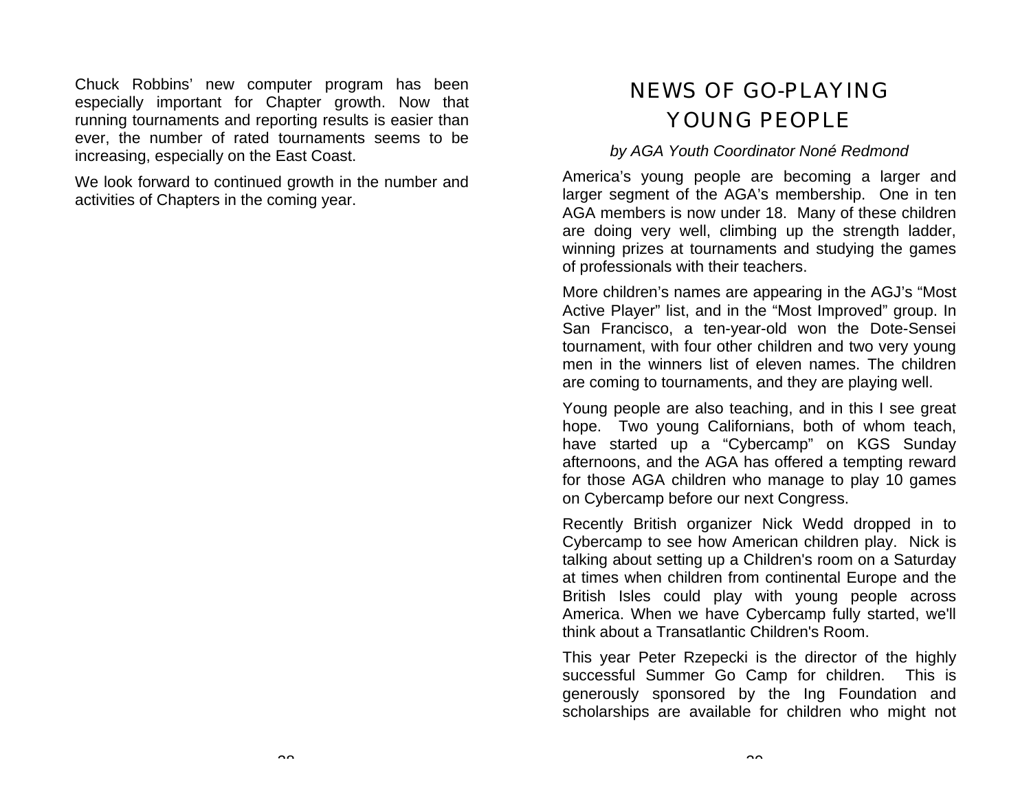Chuck Robbins' new computer program has been especially important for Chapter growth. Now that running tournaments and reporting results is easier than ever, the number of rated tournaments seems to be increasing, especially on the East Coast.

We look forward to continued growth in the number and activities of Chapters in the coming year.

# NEWS OF GO-PLAYING YOUNG PEOPLE

*by AGA Youth Coordinator Noné Redmond*

America's young people are becoming a larger and larger segment of the AGA's membership. One in ten AGA members is now under 18. Many of these children are doing very well, climbing up the strength ladder, winning prizes at tournaments and studying the games of professionals with their teachers.

More children's names are appearing in the AGJ's "Most Active Player" list, and in the "Most Improved" group. In San Francisco, a ten-year-old won the Dote-Sensei tournament, with four other children and two very young men in the winners list of eleven names. The children are coming to tournaments, and they are playing well.

Young people are also teaching, and in this I see great hope. Two young Californians, both of whom teach, have started up a "Cybercamp" on KGS Sunday afternoons, and the AGA has offered a tempting reward for those AGA children who manage to play 10 games on Cybercamp before our next Congress.

Recently British organizer Nick Wedd dropped in to Cybercamp to see how American children play. Nick is talking about setting up a Children's room on a Saturday at times when children from continental Europe and the British Isles could play with young people across America. When we have Cybercamp fully started, we'll think about a Transatlantic Children's Room.

This year Peter Rzepecki is the director of the highly successful Summer Go Camp for children. This is generously sponsored by the Ing Foundation and scholarships are available for children who might not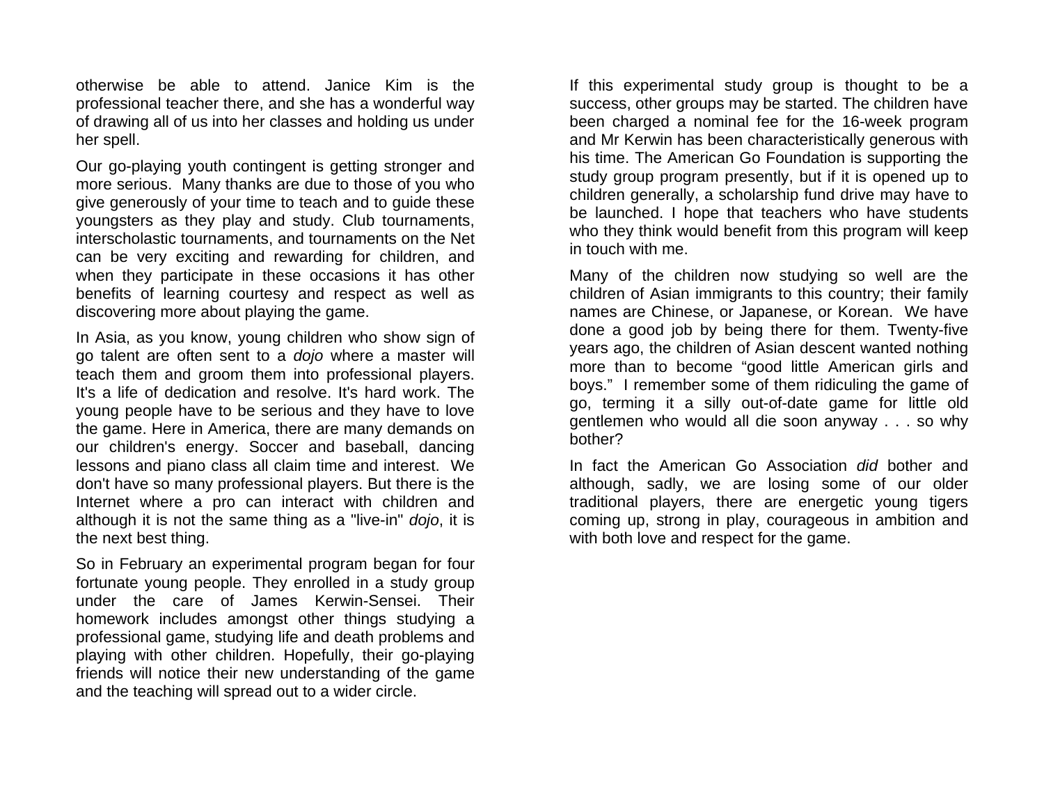otherwise be able to attend. Janice Kim is the professional teacher there, and she has a wonderful way of drawing all of us into her classes and holding us under her spell.

Our go-playing youth contingent is getting stronger and more serious. Many thanks are due to those of you who give generously of your time to teach and to guide these youngsters as they play and study. Club tournaments, interscholastic tournaments, and tournaments on the Net can be very exciting and rewarding for children, and when they participate in these occasions it has other benefits of learning courtesy and respect as well as discovering more about playing the game.

In Asia, as you know, young children who show sign of go talent are often sent to a *dojo* where a master will teach them and groom them into professional players. It's a life of dedication and resolve. It's hard work. The young people have to be serious and they have to love the game. Here in America, there are many demands on our children's energy. Soccer and baseball, dancing lessons and piano class all claim time and interest. We don't have so many professional players. But there is the Internet where a pro can interact with children and although it is not the same thing as a "live-in" *dojo*, it is the next best thing.

So in February an experimental program began for four fortunate young people. They enrolled in a study group under the care of James Kerwin-Sensei. Their homework includes amongst other things studying a professional game, studying life and death problems and playing with other children. Hopefully, their go-playing friends will notice their new understanding of the game and the teaching will spread out to a wider circle.

If this experimental study group is thought to be a success, other groups may be started. The children have been charged a nominal fee for the 16-week program and Mr Kerwin has been characteristically generous with his time. The American Go Foundation is supporting the study group program presently, but if it is opened up to children generally, a scholarship fund drive may have to be launched. I hope that teachers who have students who they think would benefit from this program will keep in touch with me.

Many of the children now studying so well are the children of Asian immigrants to this country; their family names are Chinese, or Japanese, or Korean. We have done a good job by being there for them. Twenty-five years ago, the children of Asian descent wanted nothing more than to become "good little American girls and boys." I remember some of them ridiculing the game of go, terming it a silly out-of-date game for little old gentlemen who would all die soon anyway . . . so why bother?

In fact the American Go Association *did* bother and although, sadly, we are losing some of our older traditional players, there are energetic young tigers coming up, strong in play, courageous in ambition and with both love and respect for the game.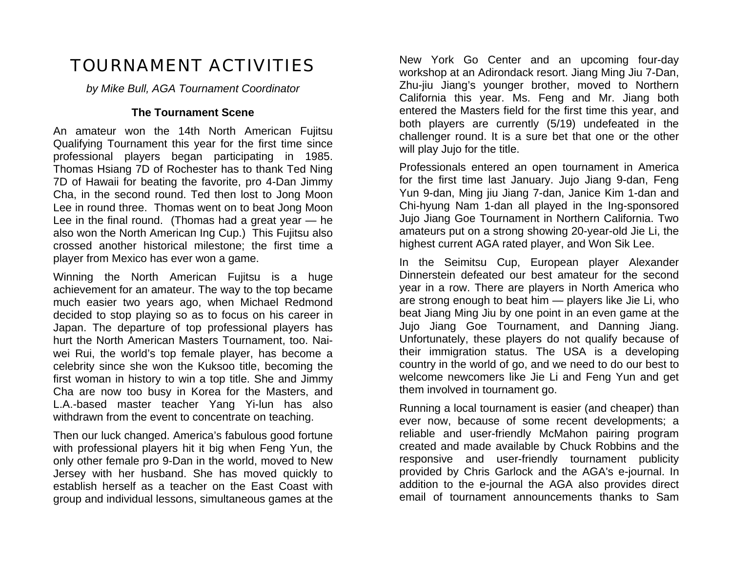# TOURNAMENT ACTIVITIES

*by Mike Bull, AGA Tournament Coordinator*

### The Tournament Scene

An amateur won the 14th North American Fujitsu Qualifying Tournament this year for the first time since professional players began participating in 1985. Thomas Hsiang 7D of Rochester has to thank Ted Ning 7D of Hawaii for beating the favorite, pro 4-Dan Jimmy Cha, in the second round. Ted then lost to Jong Moon Lee in round three. Thomas went on to beat Jong Moon Lee in the final round. (Thomas had a great year — he also won the North American Ing Cup.) This Fujitsu also crossed another historical milestone; the first time a player from Mexico has ever won a game.

Winning the North American Fujitsu is a huge achievement for an amateur. The way to the top became much easier two years ago, when Michael Redmond decided to stop playing so as to focus on his career in Japan. The departure of top professional players has hurt the North American Masters Tournament, too. Nai-wei Rui, the world's top female player, has become a celebrity since she won the Kuksoo title, becoming the first woman in history to win a top title. She and Jimmy Cha are now too busy in Korea for the Masters, and L.A.-based master teacher Yang Yi-lun has also withdrawn from the event to concentrate on teaching.

Then our luck changed. America's fabulous good fortune with professional players hit it big when Feng Yun, the only other female pro 9-Dan in the world, moved to New Jersey with her husband. She has moved quickly to establish herself as a teacher on the East Coast with group and individual lessons, simultaneous games at the New York Go Center and an upcoming four-day workshop at an Adirondack resort. Jiang Ming Jiu 7-Dan, Zhu-jiu Jiang's younger brother, moved to Northern California this year. Ms. Feng and Mr. Jiang both entered the Masters field for the first time this year, and both players are currently (5/19) undefeated in the challenger round. It is a sure bet that one or the other will play Jujo for the title.

Professionals entered an open tournament in America for the first time last January. Jujo Jiang 9-dan, Feng Yun 9-dan, Ming jiu Jiang 7-dan, Janice Kim 1-dan and Chi-hyung Nam 1-dan all played in the Ing-sponsored Jujo Jiang Goe Tournament in Northern California. Two amateurs put on a strong showing 20-year-old Jie Li, the highest current AGA rated player, and Won Sik Lee.

In the Seimitsu Cup, European player Alexander Dinnerstein defeated our best amateur for the second year in a row. There are players in North America who are strong enough to beat him — players like Jie Li, who beat Jiang Ming Jiu by one point in an even game at the Jujo Jiang Goe Tournament, and Danning Jiang. Unfortunately, these players do not qualify because of their immigration status. The USA is a developing country in the world of go, and we need to do our best to welcome newcomers like Jie Li and Feng Yun and get them involved in tournament go.

Running a local tournament is easier (and cheaper) than ever now, because of some recent developments; a reliable and user-friendly McMahon pairing program created and made available by Chuck Robbins and the responsive and user-friendly tournament publicity provided by Chris Garlock and the AGA's e-journal. In addition to the e-journal the AGA also provides direct email of tournament announcements thanks to Sam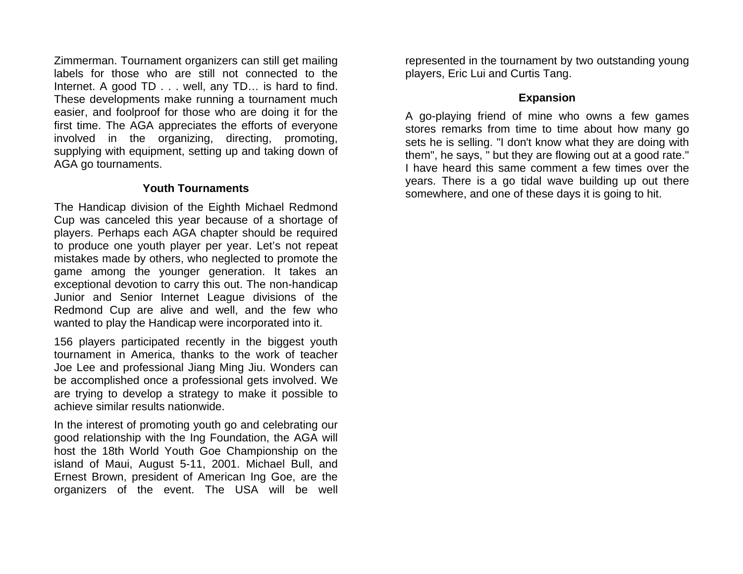Zimmerman. Tournament organizers can still get mailing labels for those who are still not connected to the Internet. A good TD . . . well, any TD… is hard to find. These developments make running a tournament much easier, and foolproof for those who are doing it for the first time. The AGA appreciates the efforts of everyone involved in the organizing, directing, promoting, supplying with equipment, setting up and taking down of AGA go tournaments.

### Youth Tournaments

The Handicap division of the Eighth Michael Redmond Cup was canceled this year because of a shortage of players. Perhaps each AGA chapter should be required to produce one youth player per year. Let's not repeat mistakes made by others, who neglected to promote the game among the younger generation. It takes an exceptional devotion to carry this out. The non-handicap Junior and Senior Internet League divisions of the Redmond Cup are alive and well, and the few who wanted to play the Handicap were incorporated into it.

156 players participated recently in the biggest youth tournament in America, thanks to the work of teacher Joe Lee and professional Jiang Ming Jiu. Wonders can be accomplished once a professional gets involved. We are trying to develop a strategy to make it possible to achieve similar results nationwide.

In the interest of promoting youth go and celebrating our good relationship with the Ing Foundation, the AGA will host the 18th World Youth Goe Championship on the island of Maui, August 5-11, 2001. Michael Bull, and Ernest Brown, president of American Ing Goe, are the organizers of the event. The USA will be well represented in the tournament by two outstanding young players, Eric Lui and Curtis Tang.

### Expansion

A go-playing friend of mine who owns a few games stores remarks from time to time about how many go sets he is selling. "I don't know what they are doing with them", he says, " but they are flowing out at a good rate." I have heard this same comment a few times over the years. There is a go tidal wave building up out there somewhere, and one of these days it is going to hit.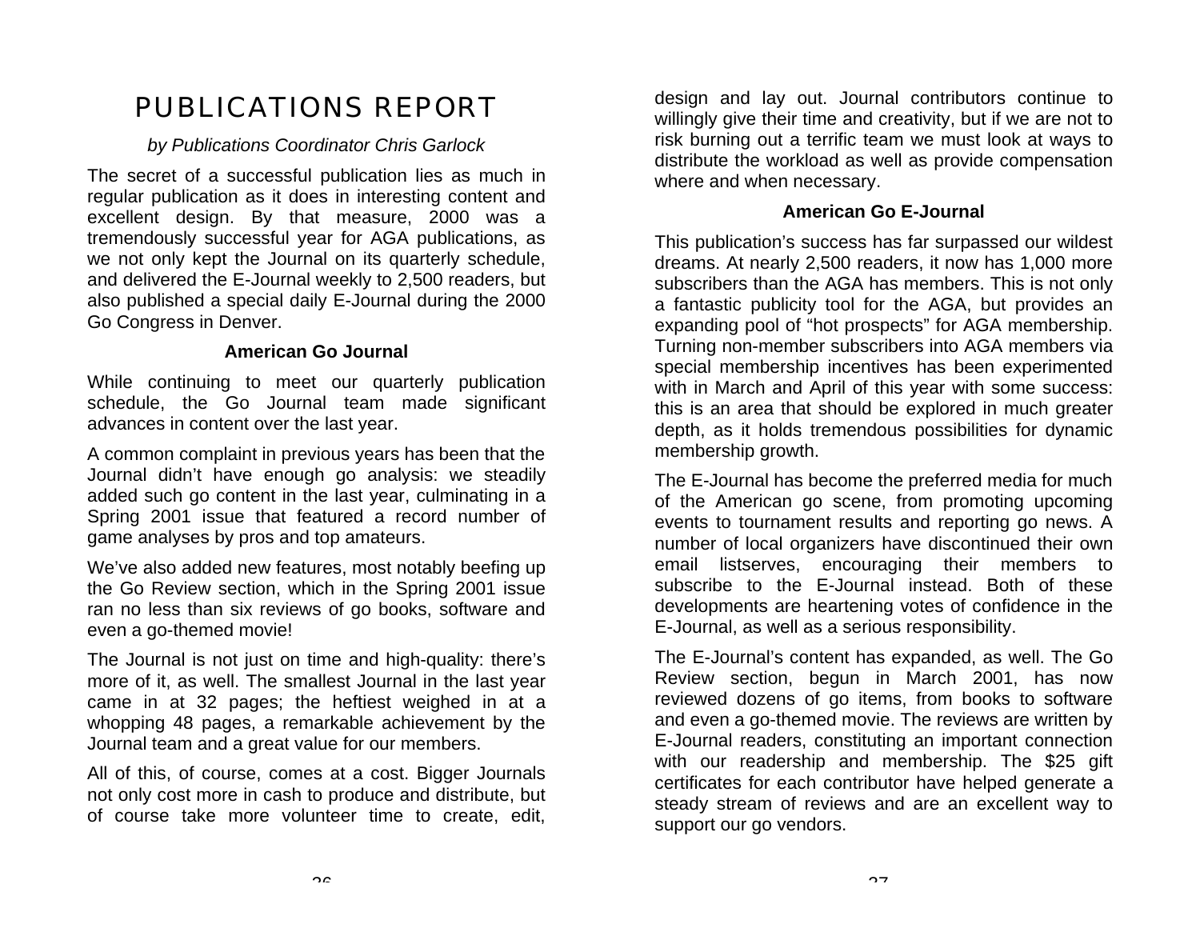# PUBLICATIONS REPORT

*by Publications Coordinator Chris Garlock*

The secret of a successful publication lies as much in regular publication as it does in interesting content and excellent design. By that measure, 2000 was a tremendously successful year for AGA publications, as we not only kept the Journal on its quarterly schedule, and delivered the E-Journal weekly to 2,500 readers, but also published a special daily E-Journal during the 2000 Go Congress in Denver.

### American Go Journal

While continuing to meet our quarterly publication schedule, the Go Journal team made significant advances in content over the last year.

A common complaint in previous years has been that the Journal didn't have enough go analysis: we steadily added such go content in the last year, culminating in a Spring 2001 issue that featured a record number of game analyses by pros and top amateurs.

We've also added new features, most notably beefing up the Go Review section, which in the Spring 2001 issue ran no less than six reviews of go books, software and even a go-themed movie!

The Journal is not just on time and high-quality: there's more of it, as well. The smallest Journal in the last year came in at 32 pages; the heftiest weighed in at a whopping 48 pages, a remarkable achievement by the Journal team and a great value for our members.

All of this, of course, comes at a cost. Bigger Journals not only cost more in cash to produce and distribute, but of course take more volunteer time to create, edit, design and lay out. Journal contributors continue to willingly give their time and creativity, but if we are not to risk burning out a terrific team we must look at ways to distribute the workload as well as provide compensation where and when necessary.

### American Go E-Journal

This publication's success has far surpassed our wildest dreams. At nearly 2,500 readers, it now has 1,000 more subscribers than the AGA has members. This is not only a fantastic publicity tool for the AGA, but provides an expanding pool of "hot prospects" for AGA membership. Turning non-member subscribers into AGA members via special membership incentives has been experimented with in March and April of this year with some success: this is an area that should be explored in much greater depth, as it holds tremendous possibilities for dynamic membership growth.

The E-Journal has become the preferred media for much of the American go scene, from promoting upcoming events to tournament results and reporting go news. A number of local organizers have discontinued their own email listserves, encouraging their members to subscribe to the E-Journal instead. Both of these developments are heartening votes of confidence in the E-Journal, as well as a serious responsibility.

The E-Journal's content has expanded, as well. The Go Review section, begun in March 2001, has now reviewed dozens of go items, from books to software and even a go-themed movie. The reviews are written by E-Journal readers, constituting an important connection with our readership and membership. The $25 gift certificates for each contributor have helped generate a steady stream of reviews and are an excellent way to support our go vendors.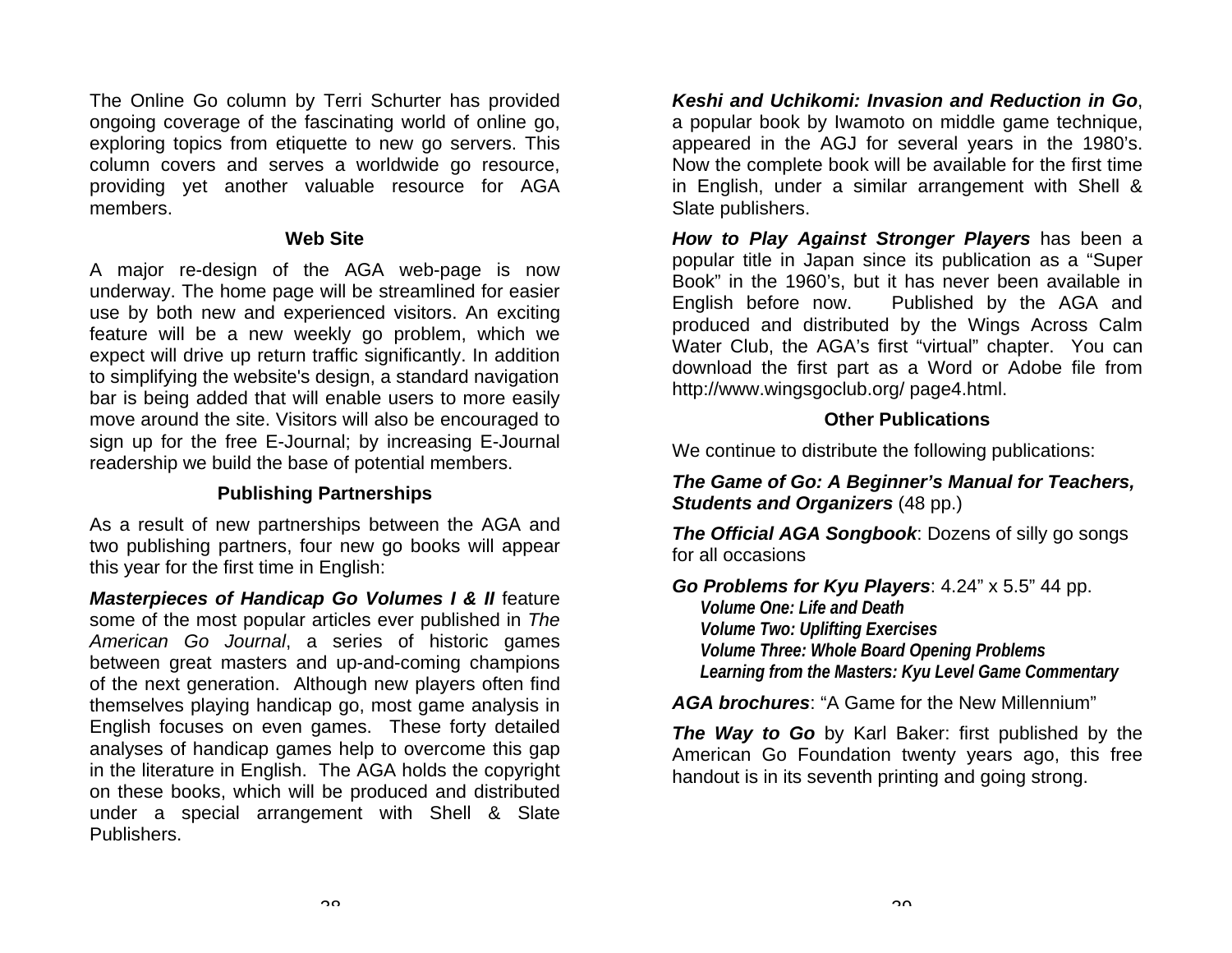The Online Go column by Terri Schurter has provided ongoing coverage of the fascinating world of online go, exploring topics from etiquette to new go servers. This column covers and serves a worldwide go resource, providing yet another valuable resource for AGA members.

### Web Site

A major re-design of the AGA web-page is now underway. The home page will be streamlined for easier use by both new and experienced visitors. An exciting feature will be a new weekly go problem, which we expect will drive up return traffic significantly. In addition to simplifying the website's design, a standard navigation bar is being added that will enable users to more easily move around the site. Visitors will also be encouraged to sign up for the free E-Journal; by increasing E-Journal readership we build the base of potential members.

### Publishing Partnerships

As a result of new partnerships between the AGA and two publishing partners, four new go books will appear this year for the first time in English:

***Masterpieces of Handicap Go Volumes I & II*** feature some of the most popular articles ever published in *The American Go Journal*, a series of historic games between great masters and up-and-coming champions of the next generation. Although new players often find themselves playing handicap go, most game analysis in English focuses on even games. These forty detailed analyses of handicap games help to overcome this gap in the literature in English. The AGA holds the copyright on these books, which will be produced and distributed under a special arrangement with Shell & Slate Publishers.

***Keshi and Uchikomi: Invasion and Reduction in Go***, a popular book by Iwamoto on middle game technique, appeared in the AGJ for several years in the 1980's. Now the complete book will be available for the first time in English, under a similar arrangement with Shell & Slate publishers.

***How to Play Against Stronger Players*** has been a popular title in Japan since its publication as a "Super Book" in the 1960's, but it has never been available in English before now. Published by the AGA and produced and distributed by the Wings Across Calm Water Club, the AGA's first "virtual" chapter. You can download the first part as a Word or Adobe file from http://www.wingsgoclub.org/ page4.html.

### Other Publications

We continue to distribute the following publications:

***The Game of Go: A Beginner's Manual for Teachers, Students and Organizers*** (48 pp.)

***The Official AGA Songbook***: Dozens of silly go songs for all occasions

***Go Problems for Kyu Players***: 4.24" x 5.5" 44 pp.

- ***Volume One: Life and Death***
- ***Volume Two: Uplifting Exercises***
- ***Volume Three: Whole Board Opening Problems***
- ***Learning from the Masters: Kyu Level Game Commentary***

***AGA brochures***: "A Game for the New Millennium"

***The Way to Go*** by Karl Baker: first published by the American Go Foundation twenty years ago, this free handout is in its seventh printing and going strong.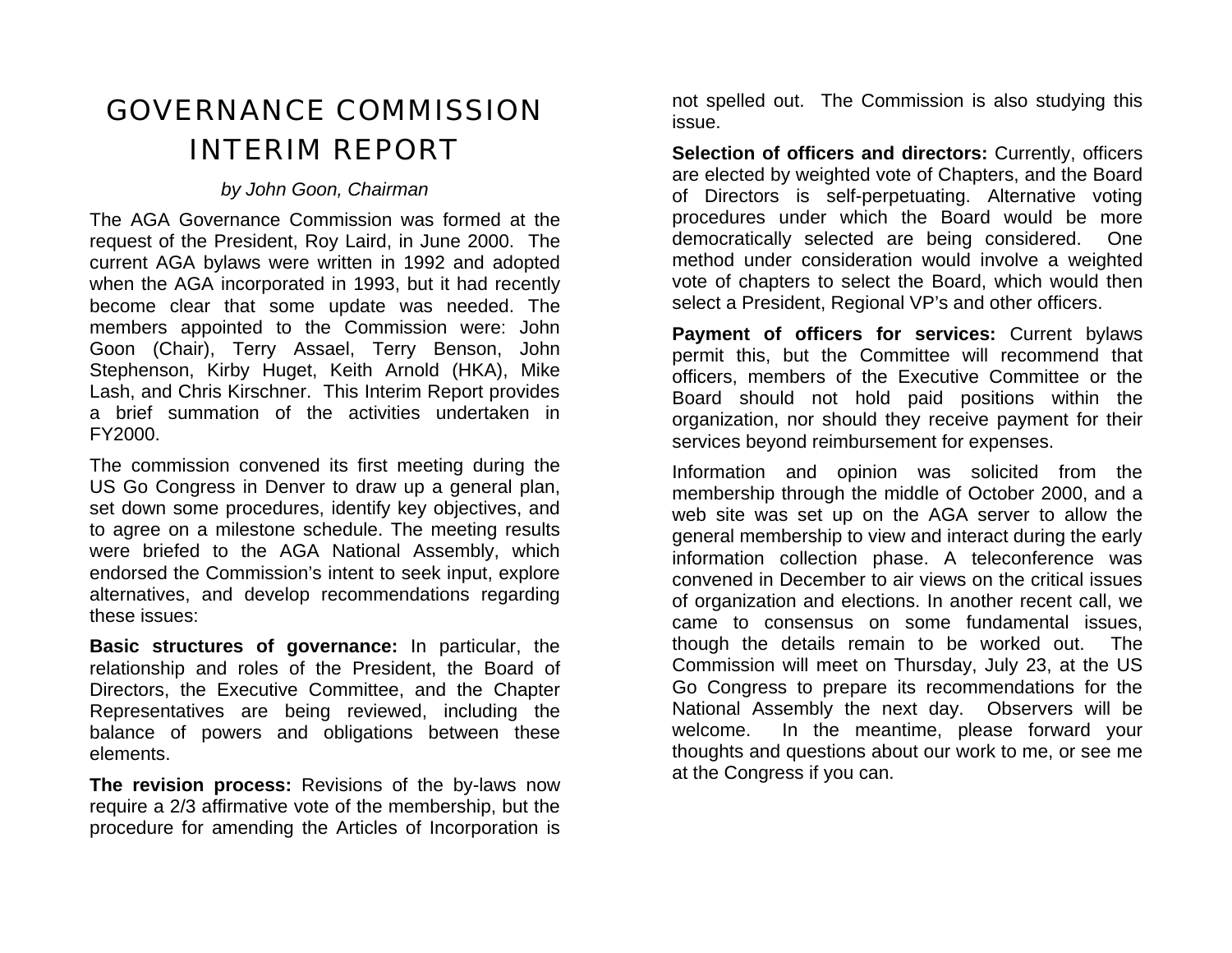# GOVERNANCE COMMISSION INTERIM REPORT

*by John Goon, Chairman*

The AGA Governance Commission was formed at the request of the President, Roy Laird, in June 2000. The current AGA bylaws were written in 1992 and adopted when the AGA incorporated in 1993, but it had recently become clear that some update was needed. The members appointed to the Commission were: John Goon (Chair), Terry Assael, Terry Benson: John Stephenson, Kirby Huget, Keith Arnold (HKA), Mike Lash, and Chris Kirschner. This Interim Report provides a brief summation of the activities undertaken in FY2000.

The commission convened its first meeting during the US Go Congress in Denver to draw up a general plan, set down some procedures, identify key objectives, and to agree on a milestone schedule. The meeting results were briefed to the AGA National Assembly, which endorsed the Commission's intent to seek input, explore alternatives, and develop recommendations regarding these issues:

**Basic structures of governance:** In particular, the relationship and roles of the President, the Board of Directors, the Executive Committee, and the Chapter Representatives are being reviewed, including the balance of powers and obligations between these elements.

**The revision process:** Revisions of the by-laws now require a 2/3 affirmative vote of the membership, but the procedure for amending the Articles of Incorporation is not spelled out. The Commission is also studying this issue.

**Selection of officers and directors:** Currently, officers are elected by weighted vote of Chapters, and the Board of Directors is self-perpetuating. Alternative voting procedures under which the Board would be more democratically selected are being considered. One method under consideration would involve a weighted vote of chapters to select the Board, which would then select a President, Regional VP's and other officers.

**Payment of officers for services:** Current bylaws permit this, but the Committee will recommend that officers, members of the Executive Committee or the Board should not hold paid positions within the organization, nor should they receive payment for their services beyond reimbursement for expenses.

Information and opinion was solicited from the membership through the middle of October 2000, and a web site was set up on the AGA server to allow the general membership to view and interact during the early information collection phase. A teleconference was convened in December to air views on the critical issues of organization and elections. In another recent call, we came to consensus on some fundamental issues, though the details remain to be worked out. The Commission will meet on Thursday, July 23, at the US Go Congress to prepare its recommendations for the National Assembly the next day. Observers will be welcome. In the meantime, please forward your thoughts and questions about our work to me, or see me at the Congress if you can.